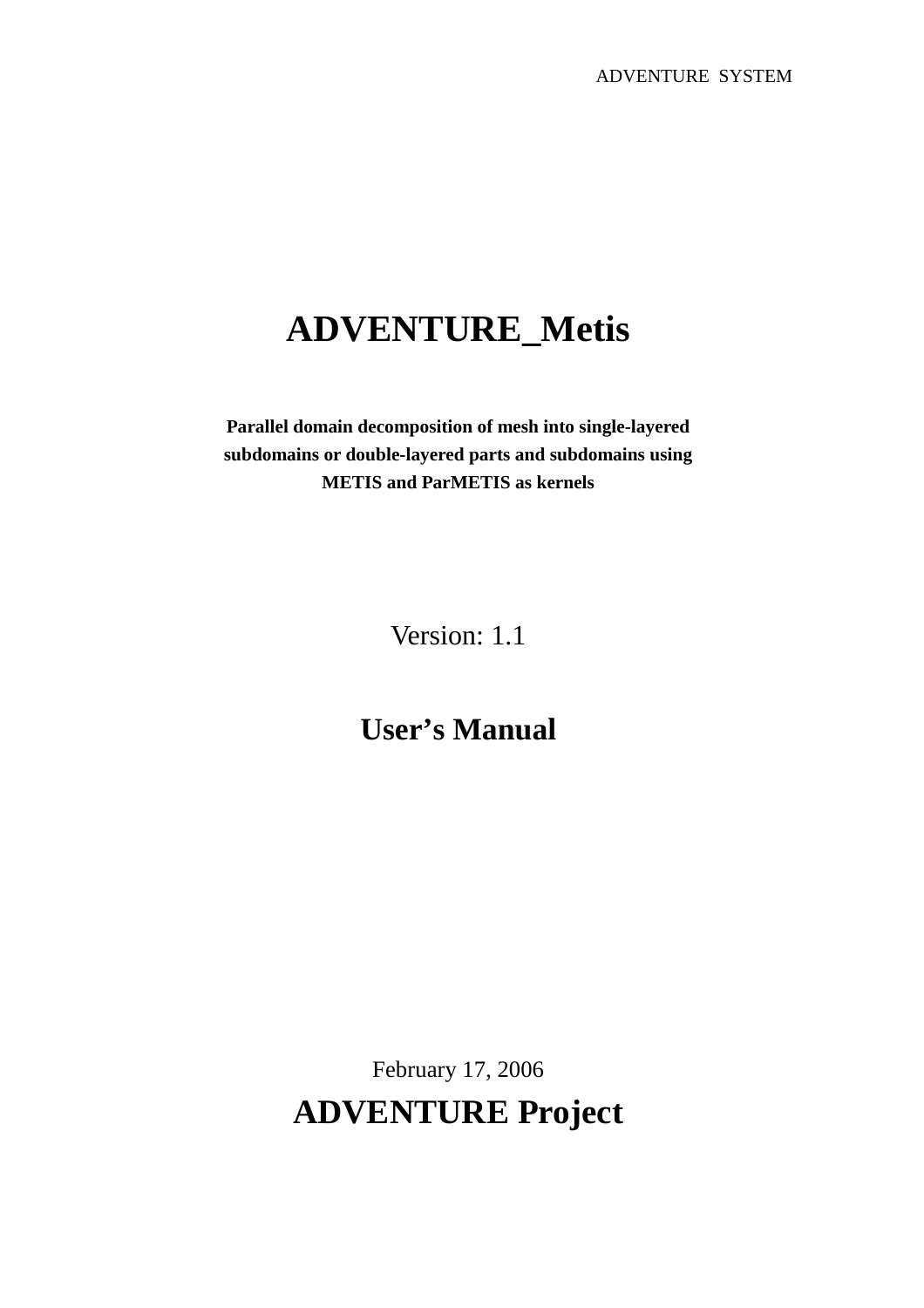ADVENTURE SYSTEM

# ADVENTURE_Metis

**Parallel domain decomposition of mesh into single-layered subdomains or double-layered parts and subdomains using METIS and ParMETIS as kernels**

Version: 1.1

## User's Manual

February 17, 2006

## ADVENTURE Project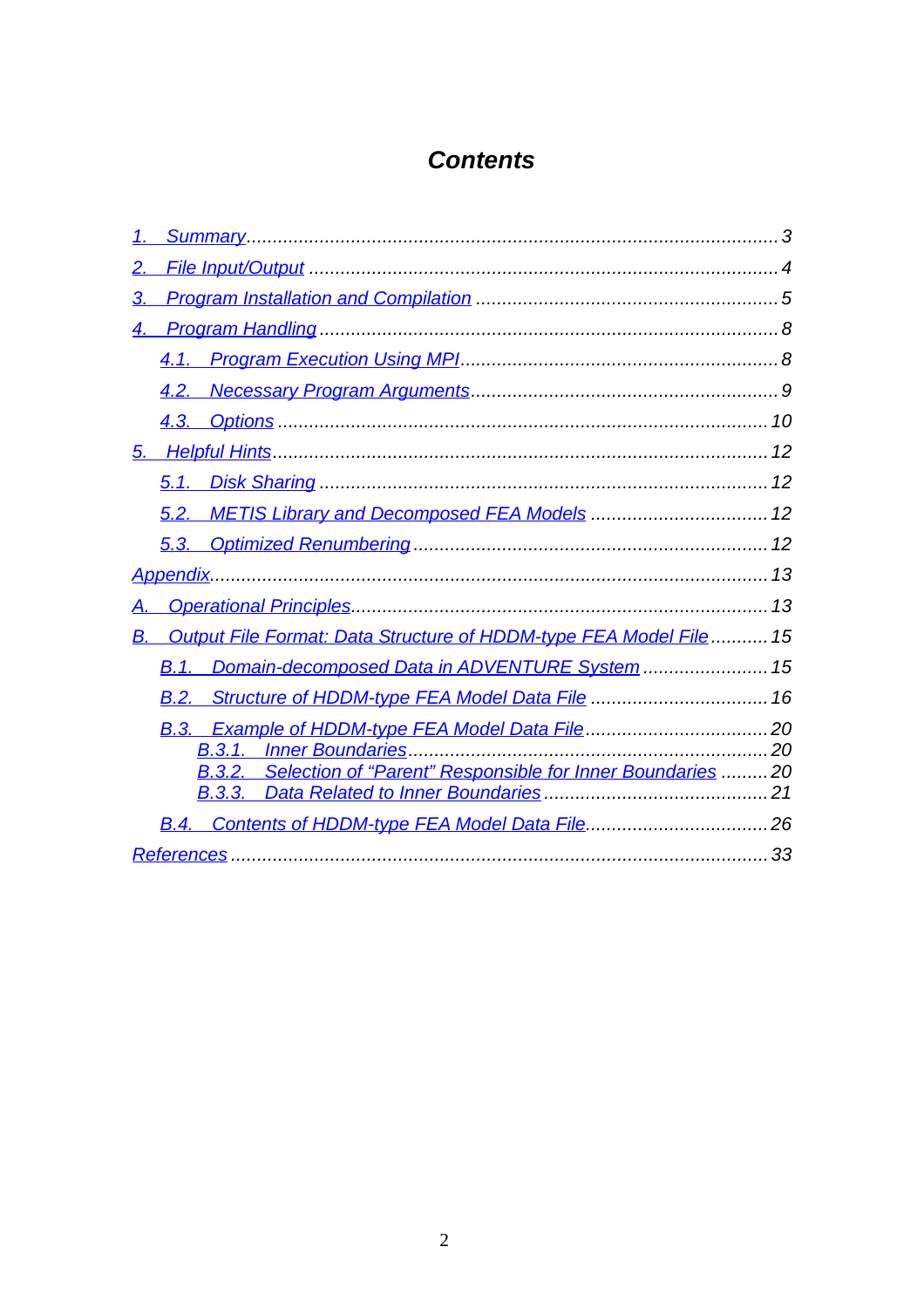# Contents

1. Summary ... 3
2. File Input/Output ... 4
3. Program Installation and Compilation ... 5
4. Program Handling ... 8
    - 4.1. Program Execution Using MPI ... 8
    - 4.2. Necessary Program Arguments ... 9
    - 4.3. Options ... 10
5. Helpful Hints ... 12
    - 5.1. Disk Sharing ... 12
    - 5.2. METIS Library and Decomposed FEA Models ... 12
    - 5.3. Optimized Renumbering ... 12

Appendix ... 13

A. Operational Principles ... 13

B. Output File Format: Data Structure of HDDM-type FEA Model File ... 15
- B.1. Domain-decomposed Data in ADVENTURE System ... 15
- B.2. Structure of HDDM-type FEA Model Data File ... 16
- B.3. Example of HDDM-type FEA Model Data File ... 20
    - B.3.1. Inner Boundaries ... 20
    - B.3.2. Selection of “Parent” Responsible for Inner Boundaries ... 20
    - B.3.3. Data Related to Inner Boundaries ... 21
- B.4. Contents of HDDM-type FEA Model Data File ... 26

References ... 33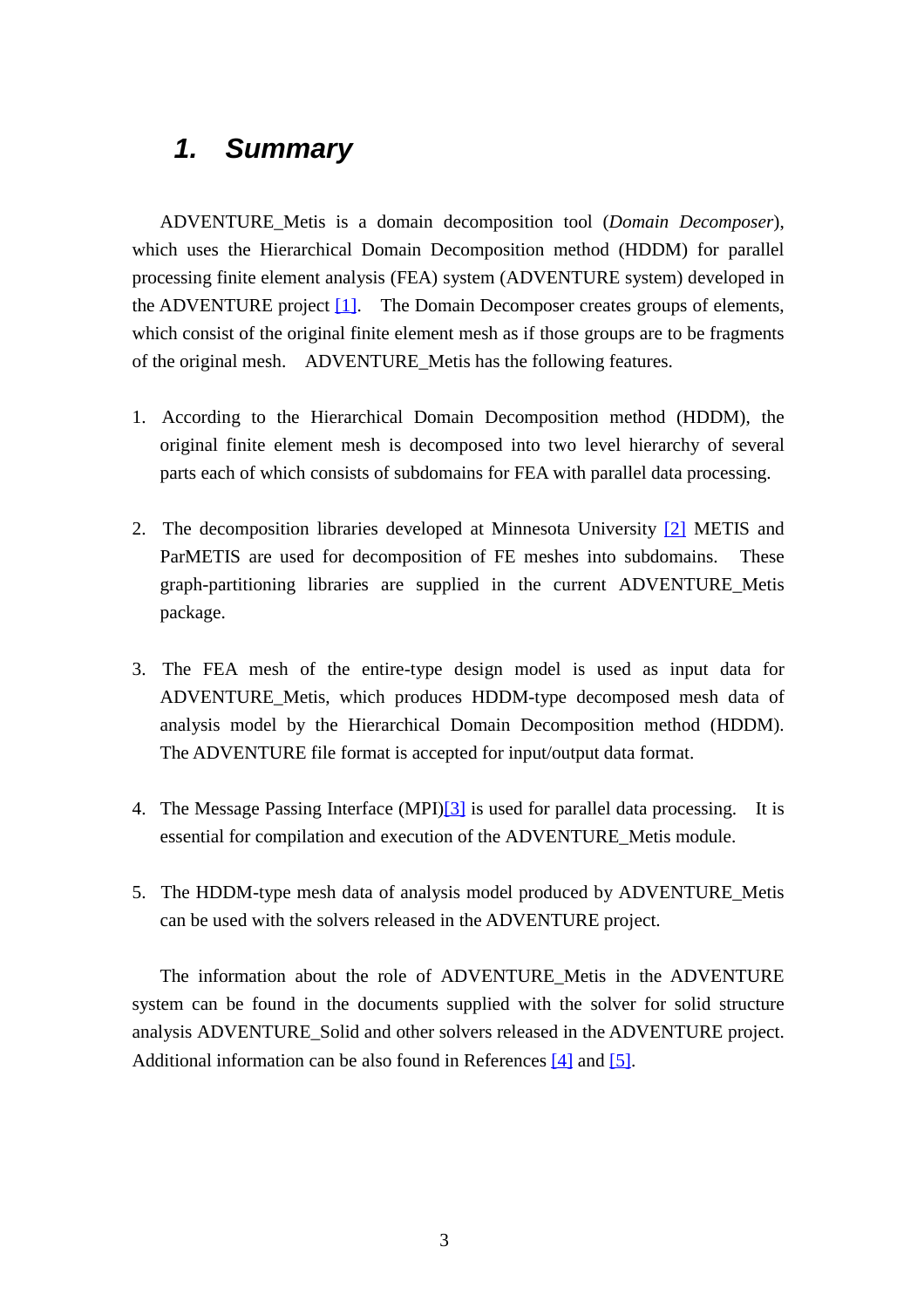# 1. Summary

ADVENTURE_Metis is a domain decomposition tool (*Domain Decomposer*), which uses the Hierarchical Domain Decomposition method (HDDM) for parallel processing finite element analysis (FEA) system (ADVENTURE system) developed in the ADVENTURE project [1]. The Domain Decomposer creates groups of elements, which consist of the original finite element mesh as if those groups are to be fragments of the original mesh. ADVENTURE_Metis has the following features.

1. According to the Hierarchical Domain Decomposition method (HDDM), the original finite element mesh is decomposed into two level hierarchy of several parts each of which consists of subdomains for FEA with parallel data processing.

2. The decomposition libraries developed at Minnesota University [2] METIS and ParMETIS are used for decomposition of FE meshes into subdomains. These graph-partitioning libraries are supplied in the current ADVENTURE_Metis package.

3. The FEA mesh of the entire-type design model is used as input data for ADVENTURE_Metis, which produces HDDM-type decomposed mesh data of analysis model by the Hierarchical Domain Decomposition method (HDDM). The ADVENTURE file format is accepted for input/output data format.

4. The Message Passing Interface (MPI)[3] is used for parallel data processing. It is essential for compilation and execution of the ADVENTURE_Metis module.

5. The HDDM-type mesh data of analysis model produced by ADVENTURE_Metis can be used with the solvers released in the ADVENTURE project.

The information about the role of ADVENTURE_Metis in the ADVENTURE system can be found in the documents supplied with the solver for solid structure analysis ADVENTURE_Solid and other solvers released in the ADVENTURE project. Additional information can be also found in References [4] and [5].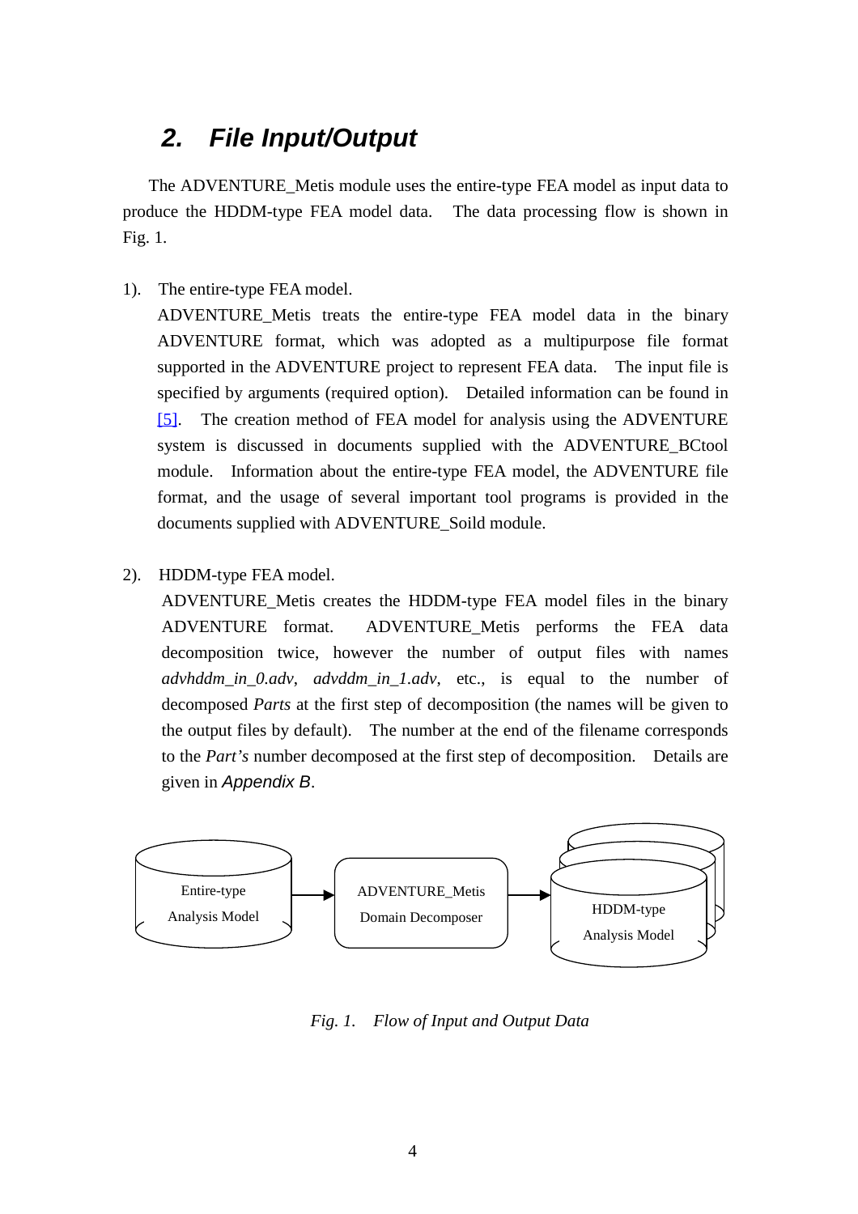## 2. File Input/Output

The ADVENTURE_Metis module uses the entire-type FEA model as input data to produce the HDDM-type FEA model data. The data processing flow is shown in Fig. 1.

1). The entire-type FEA model.
ADVENTURE_Metis treats the entire-type FEA model data in the binary ADVENTURE format, which was adopted as a multipurpose file format supported in the ADVENTURE project to represent FEA data. The input file is specified by arguments (required option). Detailed information can be found in [5]. The creation method of FEA model for analysis using the ADVENTURE system is discussed in documents supplied with the ADVENTURE_BCtool module. Information about the entire-type FEA model, the ADVENTURE file format, and the usage of several important tool programs is provided in the documents supplied with ADVENTURE_Soild module.

2). HDDM-type FEA model.
ADVENTURE_Metis creates the HDDM-type FEA model files in the binary ADVENTURE format. ADVENTURE_Metis performs the FEA data decomposition twice, however the number of output files with names *advhddm_in_0.adv*, *advddm_in_1.adv*, etc., is equal to the number of decomposed *Parts* at the first step of decomposition (the names will be given to the output files by default). The number at the end of the filename corresponds to the *Part's* number decomposed at the first step of decomposition. Details are given in *Appendix B*.

Entire-type Analysis Model → ADVENTURE_Metis Domain Decomposer → HDDM-type Analysis Model

*Fig. 1. Flow of Input and Output Data*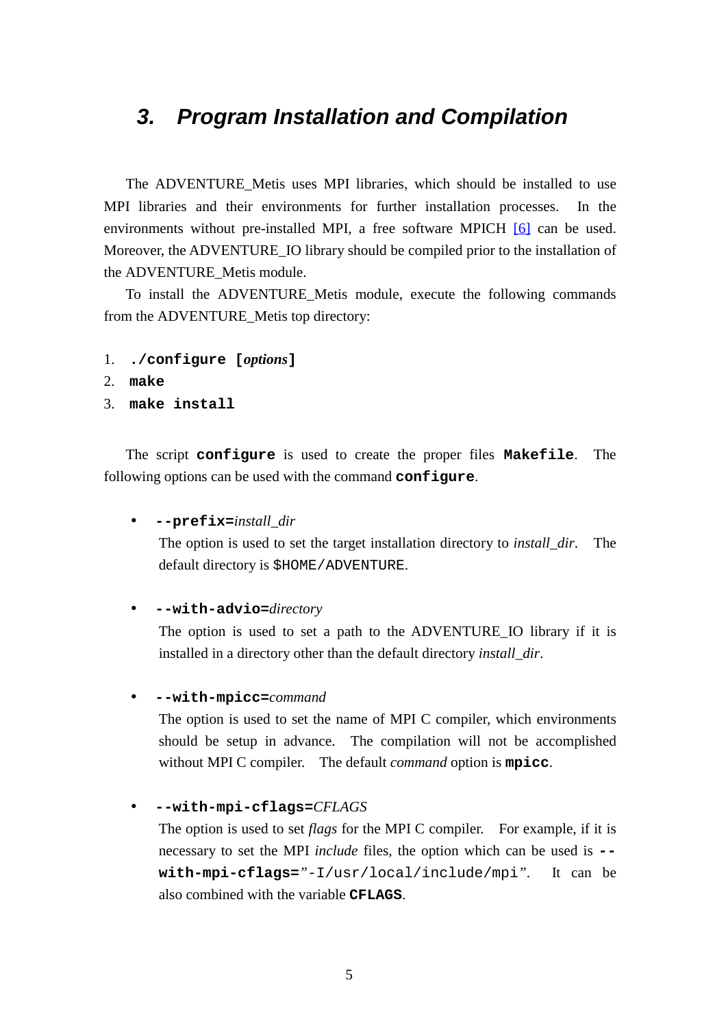# 3. Program Installation and Compilation

The ADVENTURE_Metis uses MPI libraries, which should be installed to use MPI libraries and their environments for further installation processes. In the environments without pre-installed MPI, a free software MPICH [6] can be used. Moreover, the ADVENTURE_IO library should be compiled prior to the installation of the ADVENTURE_Metis module.

To install the ADVENTURE_Metis module, execute the following commands from the ADVENTURE_Metis top directory:

1. **`./configure [`*options*`]`**
2. **`make`**
3. **`make install`**

The script **`configure`** is used to create the proper files **`Makefile`**. The following options can be used with the command **`configure`**.

- **`--prefix=`***install_dir*
  The option is used to set the target installation directory to *install_dir*. The default directory is `$HOME/ADVENTURE`.

- **`--with-advio=`***directory*
  The option is used to set a path to the ADVENTURE_IO library if it is installed in a directory other than the default directory *install_dir*.

- **`--with-mpicc=`***command*
  The option is used to set the name of MPI C compiler, which environments should be setup in advance. The compilation will not be accomplished without MPI C compiler. The default *command* option is **`mpicc`**.

- **`--with-mpi-cflags=`***CFLAGS*
  The option is used to set *flags* for the MPI C compiler. For example, if it is necessary to set the MPI *include* files, the option which can be used is **`--with-mpi-cflags=`**`"-I/usr/local/include/mpi"`. It can be also combined with the variable **`CFLAGS`**.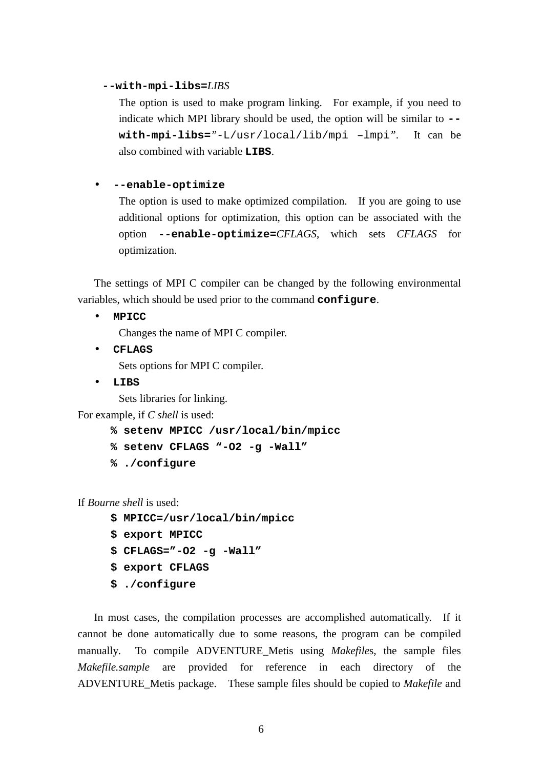- **`--with-mpi-libs=`***LIBS*

  The option is used to make program linking. For example, if you need to indicate which MPI library should be used, the option will be similar to **`--with-mpi-libs=`**`”-L/usr/local/lib/mpi –lmpi”`. It can be also combined with variable **`LIBS`**.

- **`--enable-optimize`**

  The option is used to make optimized compilation. If you are going to use additional options for optimization, this option can be associated with the option **`--enable-optimize=`***CFLAGS*, which sets *CFLAGS* for optimization.

The settings of MPI C compiler can be changed by the following environmental variables, which should be used prior to the command **`configure`**.

- **`MPICC`**

  Changes the name of MPI C compiler.

- **`CFLAGS`**

  Sets options for MPI C compiler.

- **`LIBS`**

  Sets libraries for linking.

For example, if *C shell* is used:

```
% setenv MPICC /usr/local/bin/mpicc
% setenv CFLAGS “-O2 -g -Wall”
% ./configure
```

If *Bourne shell* is used:

```
$ MPICC=/usr/local/bin/mpicc
$ export MPICC
$ CFLAGS=”-O2 -g -Wall”
$ export CFLAGS
$ ./configure
```

In most cases, the compilation processes are accomplished automatically. If it cannot be done automatically due to some reasons, the program can be compiled manually. To compile ADVENTURE_Metis using *Makefile*s, the sample files *Makefile.sample* are provided for reference in each directory of the ADVENTURE_Metis package. These sample files should be copied to *Makefile* and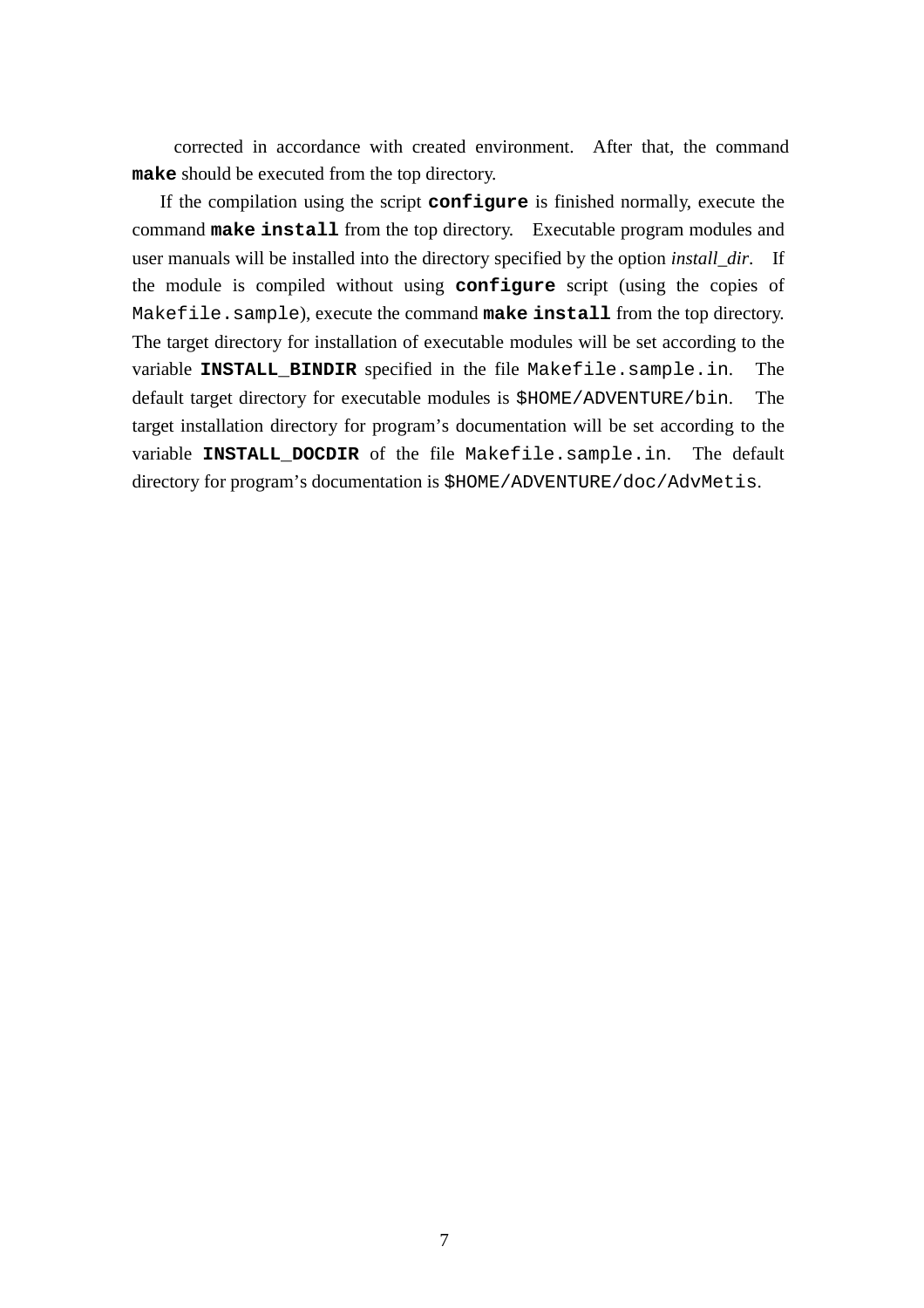corrected in accordance with created environment. After that, the command **`make`** should be executed from the top directory.

If the compilation using the script **`configure`** is finished normally, execute the command **`make install`** from the top directory. Executable program modules and user manuals will be installed into the directory specified by the option *install_dir*. If the module is compiled without using **`configure`** script (using the copies of `Makefile.sample`), execute the command **`make install`** from the top directory. The target directory for installation of executable modules will be set according to the variable **`INSTALL_BINDIR`** specified in the file `Makefile.sample.in`. The default target directory for executable modules is `$HOME/ADVENTURE/bin`. The target installation directory for program's documentation will be set according to the variable **`INSTALL_DOCDIR`** of the file `Makefile.sample.in`. The default directory for program's documentation is `$HOME/ADVENTURE/doc/AdvMetis`.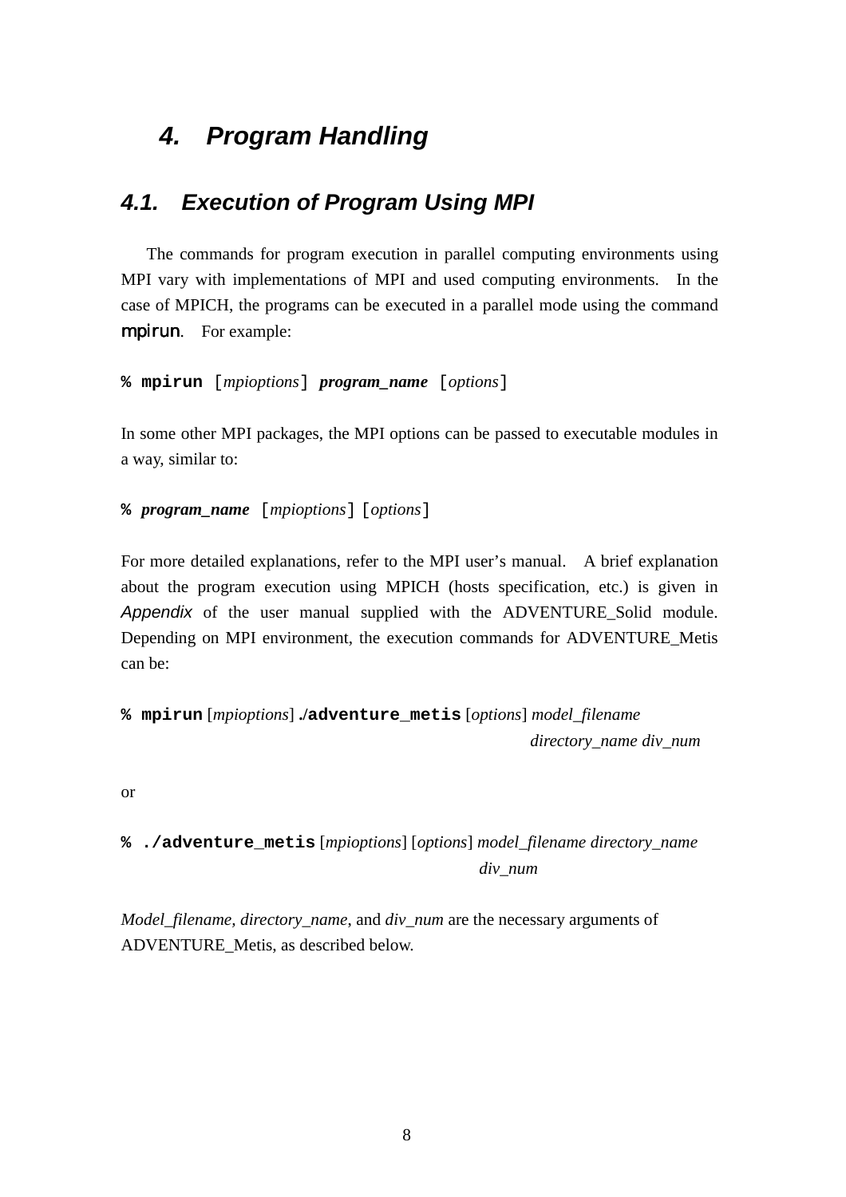# 4. Program Handling

## 4.1. Execution of Program Using MPI

The commands for program execution in parallel computing environments using MPI vary with implementations of MPI and used computing environments. In the case of MPICH, the programs can be executed in a parallel mode using the command **mpirun**. For example:

**% mpirun** [*mpioptions*] ***program_name*** [*options*]

In some other MPI packages, the MPI options can be passed to executable modules in a way, similar to:

**%** ***program_name*** [*mpioptions*] [*options*]

For more detailed explanations, refer to the MPI user's manual. A brief explanation about the program execution using MPICH (hosts specification, etc.) is given in *Appendix* of the user manual supplied with the ADVENTURE_Solid module. Depending on MPI environment, the execution commands for ADVENTURE_Metis can be:

**% mpirun** [*mpioptions*] **./adventure_metis** [*options*] *model_filename directory_name div_num*

or

**% ./adventure_metis** [*mpioptions*] [*options*] *model_filename directory_name div_num*

*Model_filename*, *directory_name*, and *div_num* are the necessary arguments of ADVENTURE_Metis, as described below.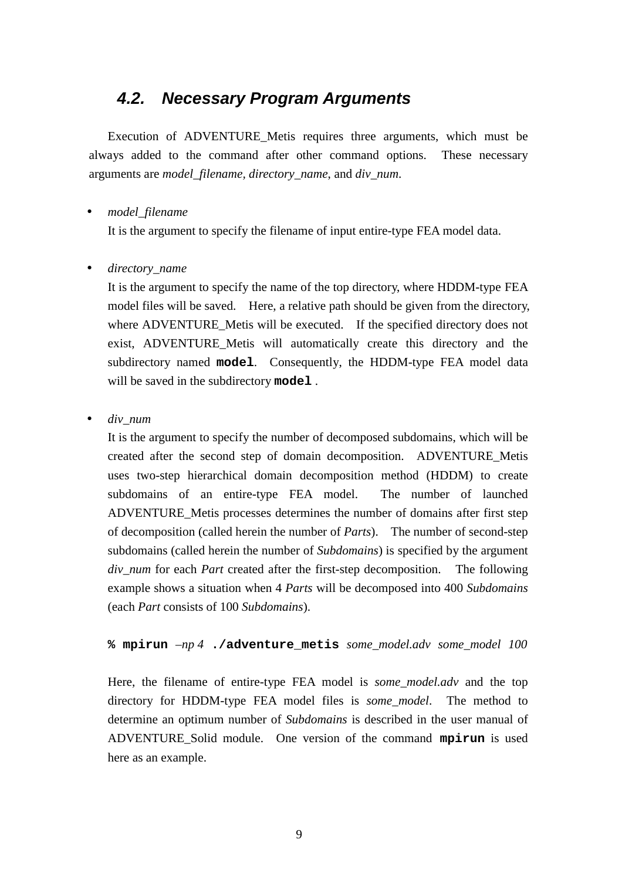### 4.2. Necessary Program Arguments

Execution of ADVENTURE_Metis requires three arguments, which must be always added to the command after other command options. These necessary arguments are *model_filename*, *directory_name*, and *div_num*.

- *model_filename*
  It is the argument to specify the filename of input entire-type FEA model data.

- *directory_name*
  It is the argument to specify the name of the top directory, where HDDM-type FEA model files will be saved. Here, a relative path should be given from the directory, where ADVENTURE_Metis will be executed. If the specified directory does not exist, ADVENTURE_Metis will automatically create this directory and the subdirectory named **`model`**. Consequently, the HDDM-type FEA model data will be saved in the subdirectory **`model`** .

- *div_num*
  It is the argument to specify the number of decomposed subdomains, which will be created after the second step of domain decomposition. ADVENTURE_Metis uses two-step hierarchical domain decomposition method (HDDM) to create subdomains of an entire-type FEA model. The number of launched ADVENTURE_Metis processes determines the number of domains after first step of decomposition (called herein the number of *Parts*). The number of second-step subdomains (called herein the number of *Subdomains*) is specified by the argument *div_num* for each *Part* created after the first-step decomposition. The following example shows a situation when 4 *Parts* will be decomposed into 400 *Subdomains* (each *Part* consists of 100 *Subdomains*).

  ```
  % mpirun –np 4 ./adventure_metis some_model.adv some_model 100
  ```

  Here, the filename of entire-type FEA model is *some_model.adv* and the top directory for HDDM-type FEA model files is *some_model*. The method to determine an optimum number of *Subdomains* is described in the user manual of ADVENTURE_Solid module. One version of the command **`mpirun`** is used here as an example.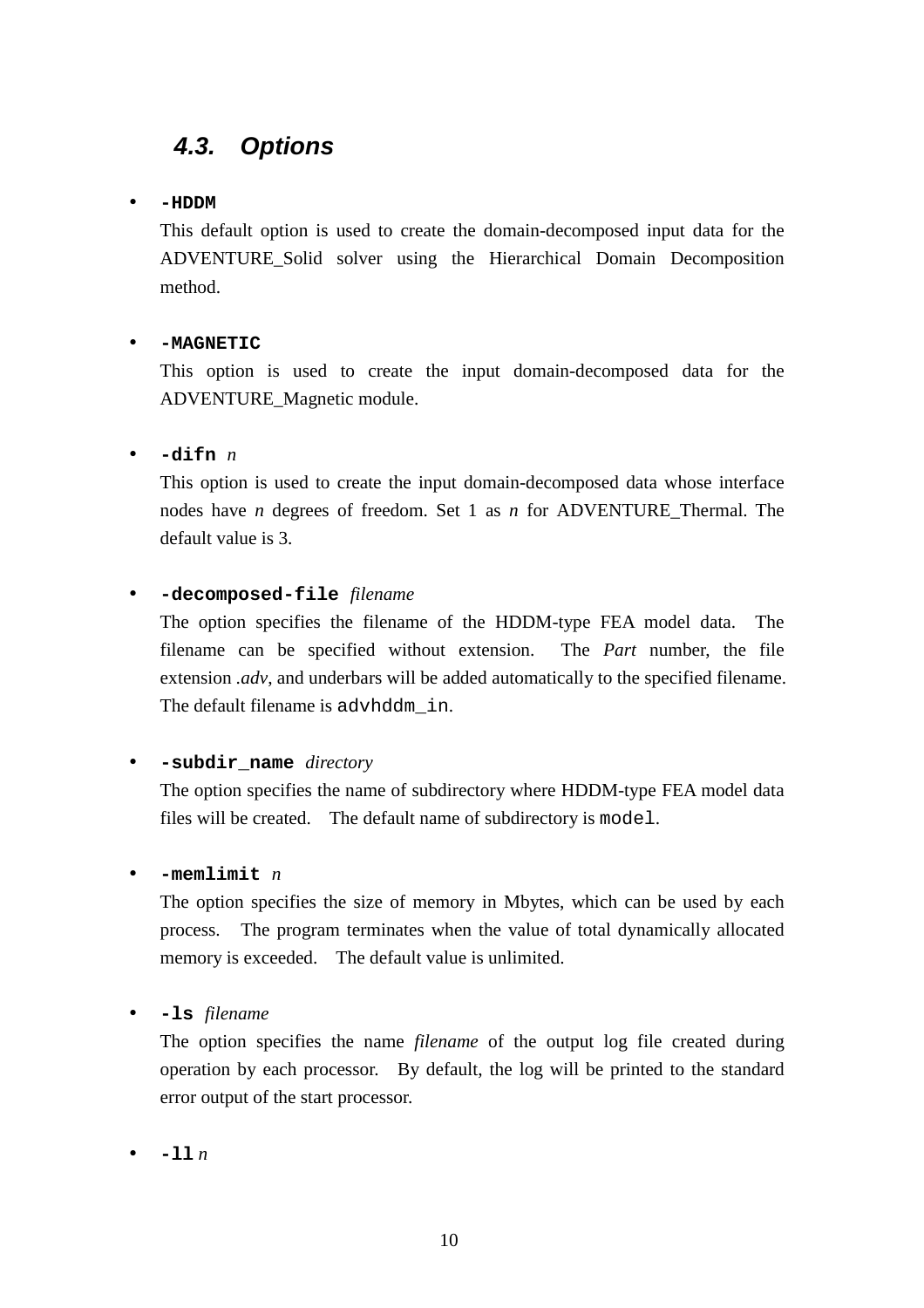### 4.3. Options

- **`-HDDM`**
  This default option is used to create the domain-decomposed input data for the ADVENTURE_Solid solver using the Hierarchical Domain Decomposition method.

- **`-MAGNETIC`**
  This option is used to create the input domain-decomposed data for the ADVENTURE_Magnetic module.

- **`-difn`** *n*
  This option is used to create the input domain-decomposed data whose interface nodes have *n* degrees of freedom. Set 1 as *n* for ADVENTURE_Thermal. The default value is 3.

- **`-decomposed-file`** *filename*
  The option specifies the filename of the HDDM-type FEA model data. The filename can be specified without extension. The *Part* number, the file extension *.adv*, and underbars will be added automatically to the specified filename. The default filename is `advhddm_in`.

- **`-subdir_name`** *directory*
  The option specifies the name of subdirectory where HDDM-type FEA model data files will be created. The default name of subdirectory is `model`.

- **`-memlimit`** *n*
  The option specifies the size of memory in Mbytes, which can be used by each process. The program terminates when the value of total dynamically allocated memory is exceeded. The default value is unlimited.

- **`-ls`** *filename*
  The option specifies the name *filename* of the output log file created during operation by each processor. By default, the log will be printed to the standard error output of the start processor.

- **`-ll`** *n*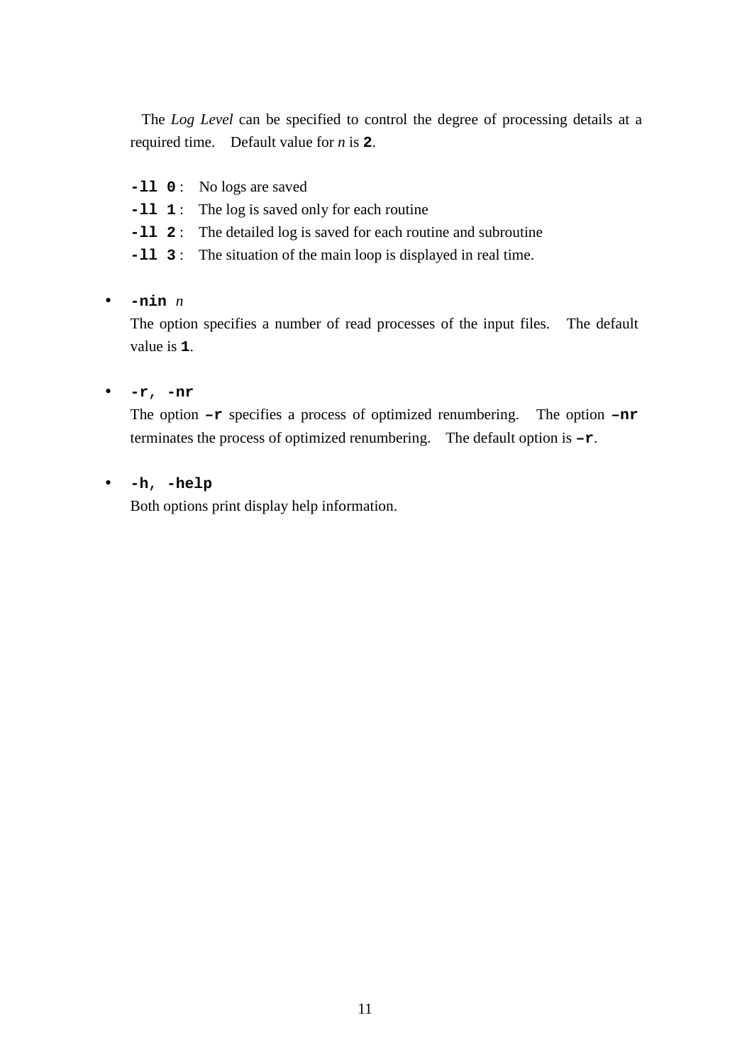The *Log Level* can be specified to control the degree of processing details at a required time. Default value for *n* is **2**.

**-ll 0** : No logs are saved
**-ll 1** : The log is saved only for each routine
**-ll 2** : The detailed log is saved for each routine and subroutine
**-ll 3** : The situation of the main loop is displayed in real time.

- **-nin** *n*
  The option specifies a number of read processes of the input files. The default value is **1**.

- **-r**, **-nr**
  The option **–r** specifies a process of optimized renumbering. The option **–nr** terminates the process of optimized renumbering. The default option is **–r**.

- **-h**, **-help**
  Both options print display help information.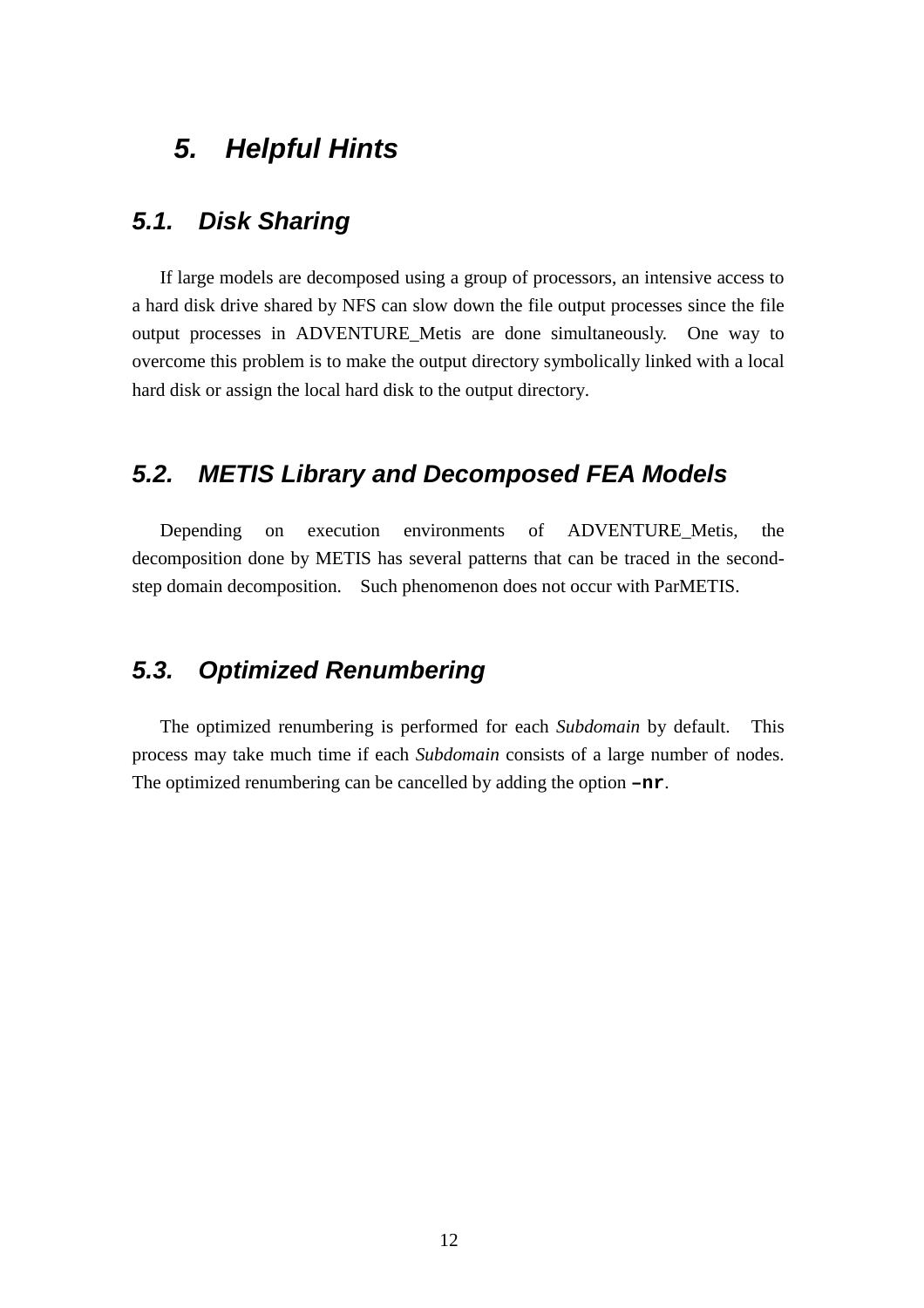# 5. Helpful Hints

## 5.1. Disk Sharing

If large models are decomposed using a group of processors, an intensive access to a hard disk drive shared by NFS can slow down the file output processes since the file output processes in ADVENTURE_Metis are done simultaneously. One way to overcome this problem is to make the output directory symbolically linked with a local hard disk or assign the local hard disk to the output directory.

## 5.2. METIS Library and Decomposed FEA Models

Depending on execution environments of ADVENTURE_Metis, the decomposition done by METIS has several patterns that can be traced in the second-step domain decomposition. Such phenomenon does not occur with ParMETIS.

## 5.3. Optimized Renumbering

The optimized renumbering is performed for each *Subdomain* by default. This process may take much time if each *Subdomain* consists of a large number of nodes. The optimized renumbering can be cancelled by adding the option **`–nr`**.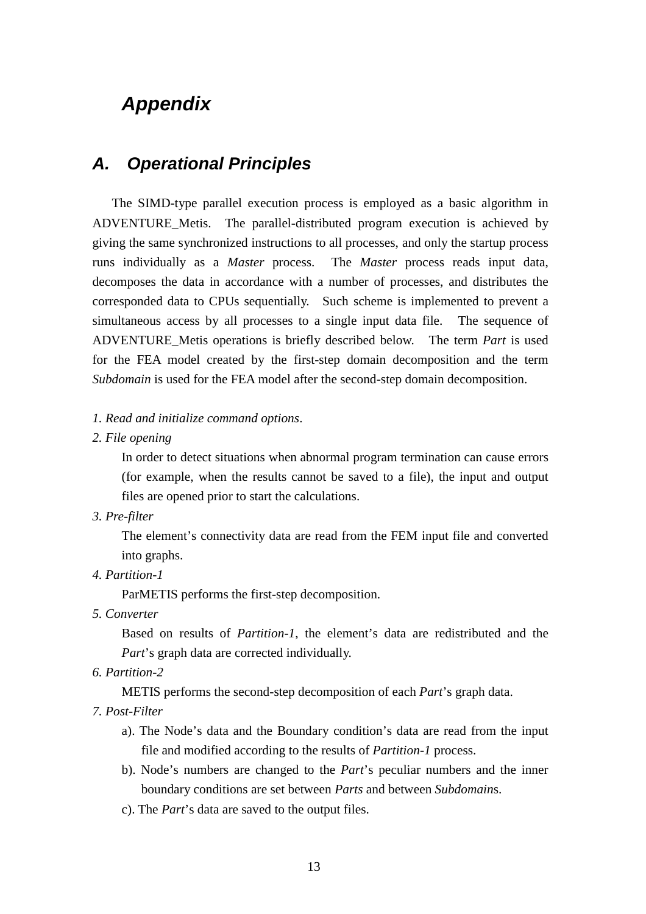# *Appendix*

## *A. Operational Principles*

The SIMD-type parallel execution process is employed as a basic algorithm in ADVENTURE_Metis. The parallel-distributed program execution is achieved by giving the same synchronized instructions to all processes, and only the startup process runs individually as a *Master* process. The *Master* process reads input data, decomposes the data in accordance with a number of processes, and distributes the corresponded data to CPUs sequentially. Such scheme is implemented to prevent a simultaneous access by all processes to a single input data file. The sequence of ADVENTURE_Metis operations is briefly described below. The term *Part* is used for the FEA model created by the first-step domain decomposition and the term *Subdomain* is used for the FEA model after the second-step domain decomposition.

*1. Read and initialize command options*.

*2. File opening*

In order to detect situations when abnormal program termination can cause errors (for example, when the results cannot be saved to a file), the input and output files are opened prior to start the calculations.

*3. Pre-filter*

The element's connectivity data are read from the FEM input file and converted into graphs.

*4. Partition-1*

ParMETIS performs the first-step decomposition.

*5. Converter*

Based on results of *Partition-1*, the element's data are redistributed and the *Part*'s graph data are corrected individually.

*6. Partition-2*

METIS performs the second-step decomposition of each *Part*'s graph data.

*7. Post-Filter*

a). The Node's data and the Boundary condition's data are read from the input file and modified according to the results of *Partition-1* process.

b). Node's numbers are changed to the *Part*'s peculiar numbers and the inner boundary conditions are set between *Parts* and between *Subdomain*s.

c). The *Part*'s data are saved to the output files.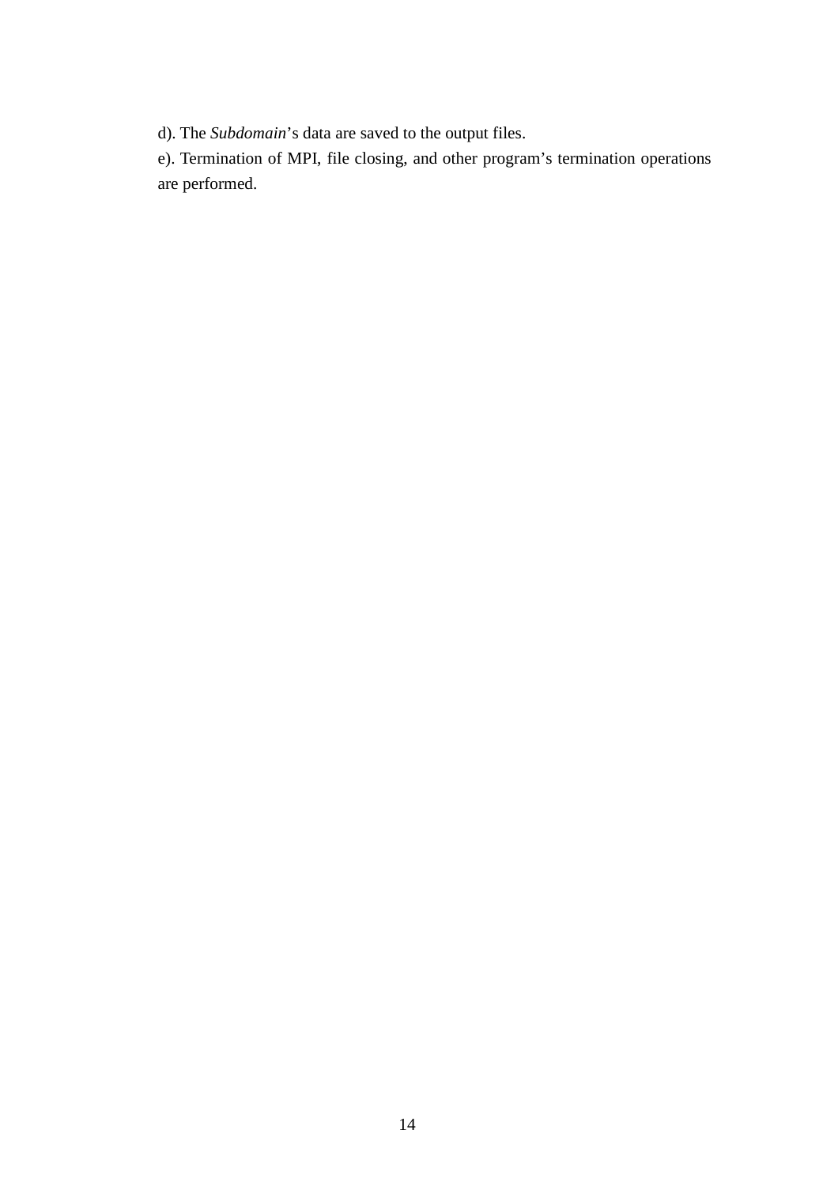d). The *Subdomain*’s data are saved to the output files.

e). Termination of MPI, file closing, and other program’s termination operations are performed.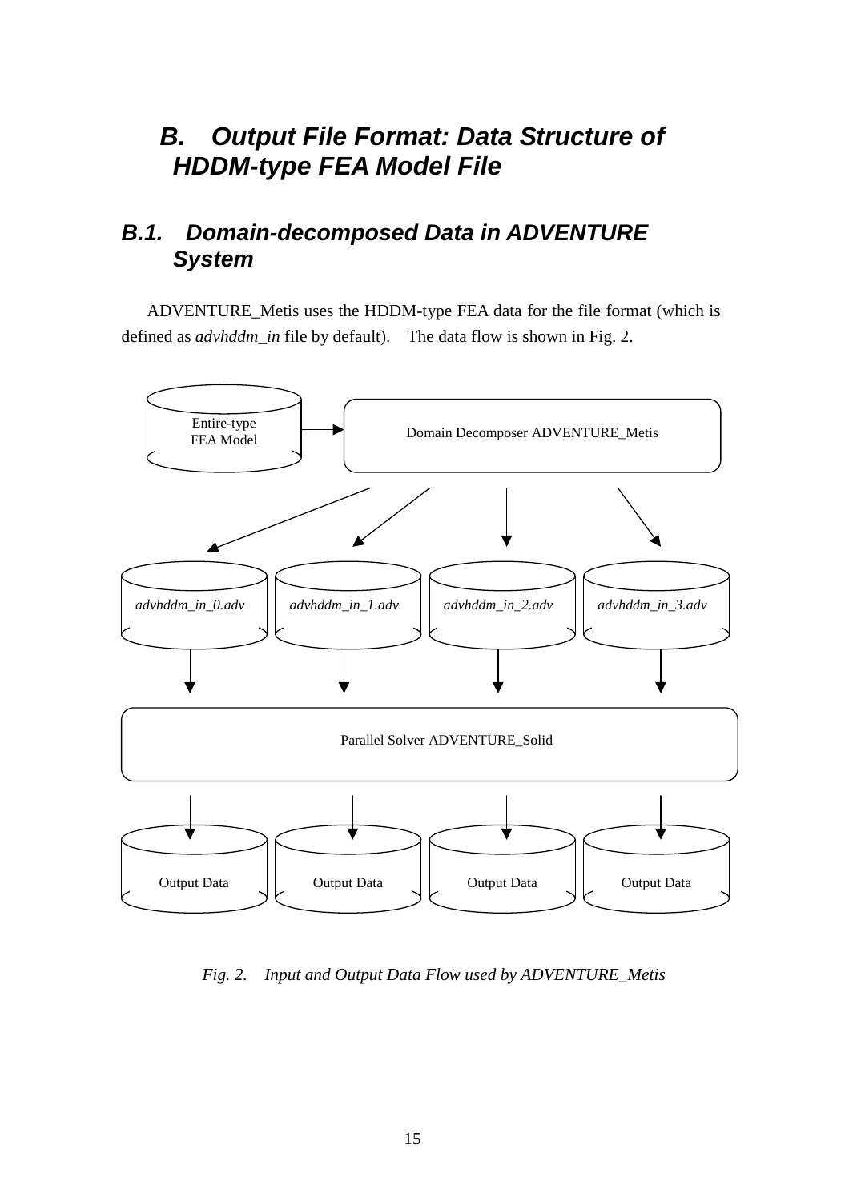# B. Output File Format: Data Structure of HDDM-type FEA Model File

## B.1. Domain-decomposed Data in ADVENTURE System

ADVENTURE_Metis uses the HDDM-type FEA data for the file format (which is defined as *advhddm_in* file by default). The data flow is shown in Fig. 2.

Entire-type FEA Model

Domain Decomposer ADVENTURE_Metis

*advhddm_in_0.adv* *advhddm_in_1.adv* *advhddm_in_2.adv* *advhddm_in_3.adv*

Parallel Solver ADVENTURE_Solid

Output Data Output Data Output Data Output Data

*Fig. 2. Input and Output Data Flow used by ADVENTURE_Metis*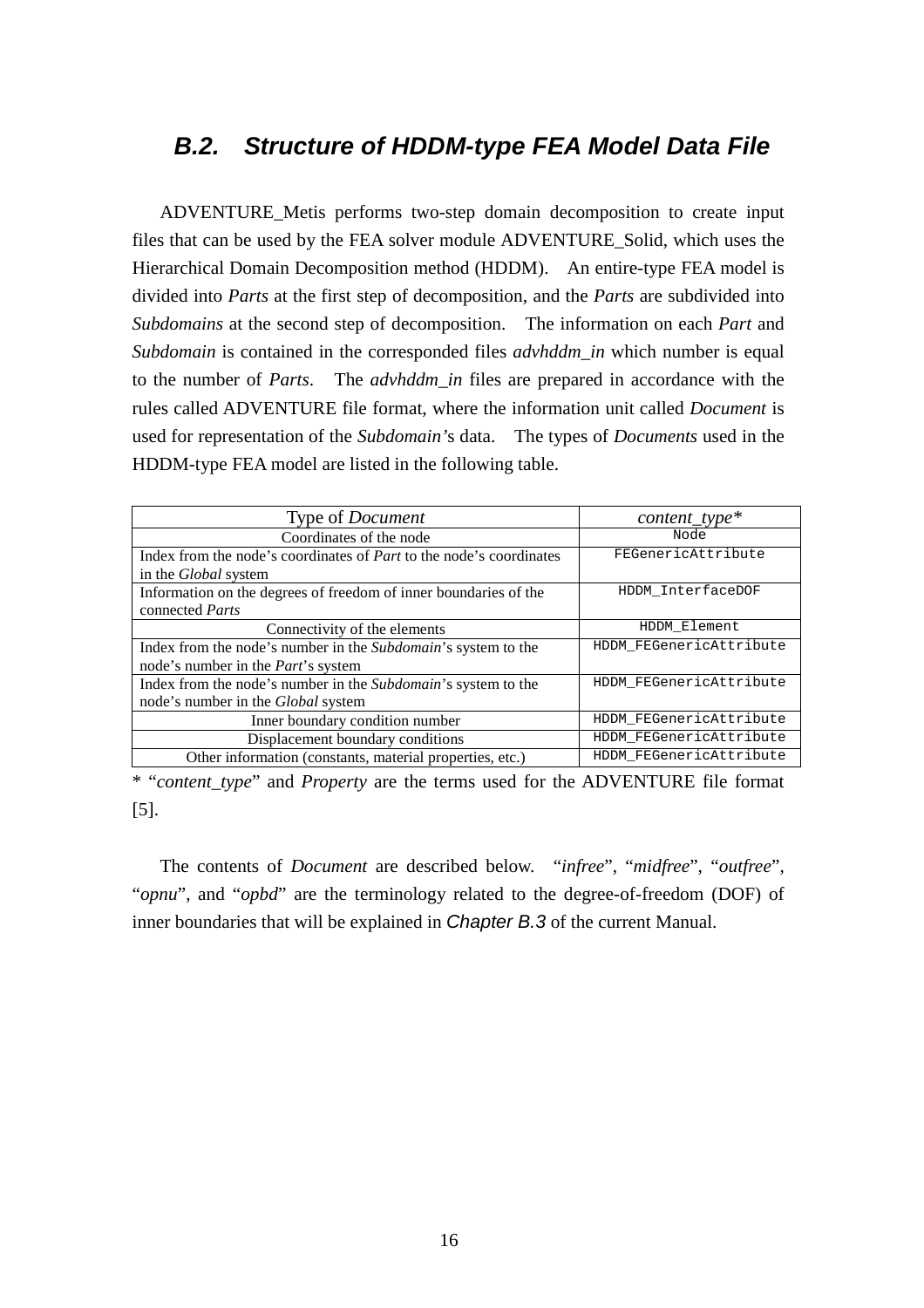## B.2. Structure of HDDM-type FEA Model Data File

ADVENTURE_Metis performs two-step domain decomposition to create input files that can be used by the FEA solver module ADVENTURE_Solid, which uses the Hierarchical Domain Decomposition method (HDDM). An entire-type FEA model is divided into *Parts* at the first step of decomposition, and the *Parts* are subdivided into *Subdomains* at the second step of decomposition. The information on each *Part* and *Subdomain* is contained in the corresponded files *advhddm_in* which number is equal to the number of *Parts*. The *advhddm_in* files are prepared in accordance with the rules called ADVENTURE file format, where the information unit called *Document* is used for representation of the *Subdomain*'s data. The types of *Documents* used in the HDDM-type FEA model are listed in the following table.

| Type of *Document* | *content_type** |
|---|---|
| Coordinates of the node | `Node` |
| Index from the node's coordinates of *Part* to the node's coordinates in the *Global* system | `FEGenericAttribute` |
| Information on the degrees of freedom of inner boundaries of the connected *Parts* | `HDDM_InterfaceDOF` |
| Connectivity of the elements | `HDDM_Element` |
| Index from the node's number in the *Subdomain*'s system to the node's number in the *Part*'s system | `HDDM_FEGenericAttribute` |
| Index from the node's number in the *Subdomain*'s system to the node's number in the *Global* system | `HDDM_FEGenericAttribute` |
| Inner boundary condition number | `HDDM_FEGenericAttribute` |
| Displacement boundary conditions | `HDDM_FEGenericAttribute` |
| Other information (constants, material properties, etc.) | `HDDM_FEGenericAttribute` |

* "*content_type*" and *Property* are the terms used for the ADVENTURE file format [5].

The contents of *Document* are described below. "*infree*", "*midfree*", "*outfree*", "*opnu*", and "*opbd*" are the terminology related to the degree-of-freedom (DOF) of inner boundaries that will be explained in *Chapter B.3* of the current Manual.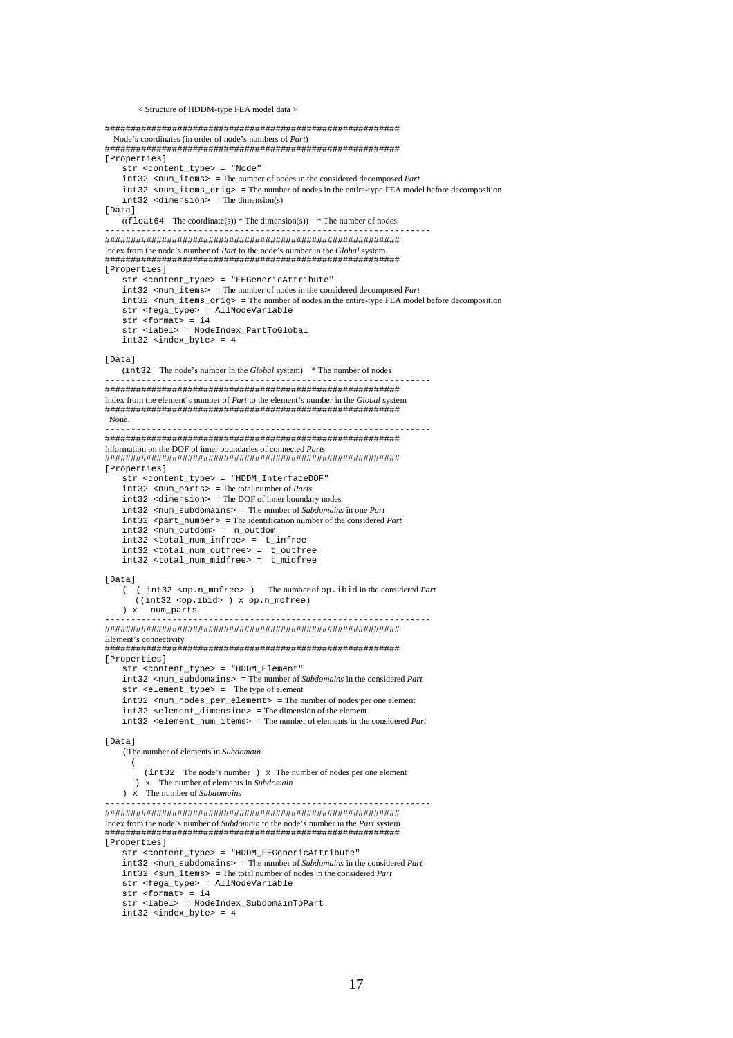< Structure of HDDM-type FEA model data >

```
##########################################################
   Node's coordinates (in order of node's numbers of Part)
##########################################################
[Properties]
    str <content_type> = "Node"
    int32 <num_items> = The number of nodes in the considered decomposed Part
    int32 <num_items_orig> = The number of nodes in the entire-type FEA model before decomposition
    int32 <dimension> = The dimension(s)
[Data]
    ((float64   The coordinate(s)) * The dimension(s))   * The number of nodes
--------------------------------------------------------------
##########################################################
Index from the node's number of Part to the node's number in the Global system
##########################################################
[Properties]
    str <content_type> = "FEGenericAttribute"
    int32 <num_items> = The number of nodes in the considered decomposed Part
    int32 <num_items_orig> = The number of nodes in the entire-type FEA model before decomposition
    str <fega_type> = AllNodeVariable
    str <format> = i4
    str <label> = NodeIndex_PartToGlobal
    int32 <index_byte> = 4

[Data]
    (int32   The node's number in the Global system)   * The number of nodes
--------------------------------------------------------------
##########################################################
Index from the element's number of Part to the element's number in the Global system
##########################################################
 None.
--------------------------------------------------------------
##########################################################
Information on the DOF of inner boundaries of connected Parts
##########################################################
[Properties]
    str <content_type> = "HDDM_InterfaceDOF"
    int32 <num_parts> = The total number of Parts
    int32 <dimension> = The DOF of inner boundary nodes
    int32 <num_subdomains> = The number of Subdomains in one Part
    int32 <part_number> = The identification number of the considered Part
    int32 <num_outdom> =  n_outdom
    int32 <total_num_infree> =  t_infree
    int32 <total_num_outfree> =  t_outfree
    int32 <total_num_midfree> =  t_midfree

[Data]
    (  ( int32 <op.n_mofree> )    The number of op.ibid in the considered Part
       ((int32 <op.ibid> ) x op.n_mofree)
    ) x   num_parts
--------------------------------------------------------------
##########################################################
Element's connectivity
##########################################################
[Properties]
    str <content_type> = "HDDM_Element"
    int32 <num_subdomains> = The number of Subdomains in the considered Part
    str <element_type> =  The type of element
    int32 <num_nodes_per_element> = The number of nodes per one element
    int32 <element_dimension> = The dimension of the element
    int32 <element_num_items> = The number of elements in the considered Part

[Data]
    (The number of elements in Subdomain
      (
         (int32  The node's number  ) x  The number of nodes per one element
       ) x   The number of elements in Subdomain
    ) x   The number of Subdomains
--------------------------------------------------------------
##########################################################
Index from the node's number of Subdomain to the node's number in the Part system
##########################################################
[Properties]
    str <content_type> = "HDDM_FEGenericAttribute"
    int32 <num_subdomains> = The number of Subdomains in the considered Part
    int32 <sum_items> = The total number of nodes in the considered Part
    str <fega_type> = AllNodeVariable
    str <format> = i4
    str <label> = NodeIndex_SubdomainToPart
    int32 <index_byte> = 4
```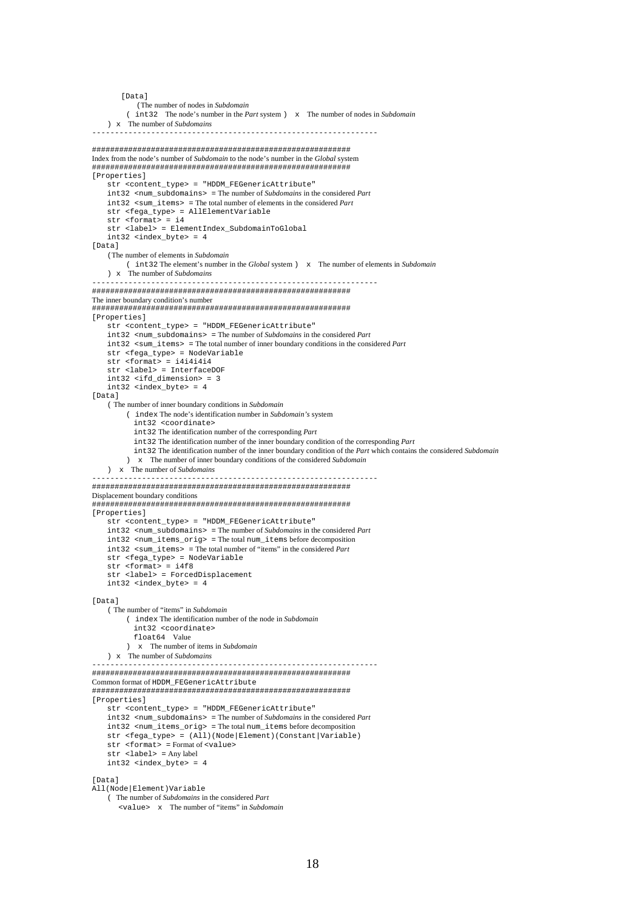```
    [Data]
        (The number of nodes in Subdomain
         ( int32  The node's number in the Part system )  x  The number of nodes in Subdomain
    ) x  The number of Subdomains
---------------------------------------------------------------
```

```
########################################################
Index from the node's number of Subdomain to the node's number in the Global system
########################################################
[Properties]
    str <content_type> = "HDDM_FEGenericAttribute"
    int32 <num_subdomains> = The number of Subdomains in the considered Part
    int32 <sum_items> = The total number of elements in the considered Part
    str <fega_type> = AllElementVariable
    str <format> = i4
    str <label> = ElementIndex_SubdomainToGlobal
    int32 <index_byte> = 4
[Data]
    (The number of elements in Subdomain
         ( int32 The element's number in the Global system )  x  The number of elements in Subdomain
    ) x  The number of Subdomains
---------------------------------------------------------------
```

```
########################################################
The inner boundary condition's number
########################################################
[Properties]
    str <content_type> = "HDDM_FEGenericAttribute"
    int32 <num_subdomains> = The number of Subdomains in the considered Part
    int32 <sum_items> = The total number of inner boundary conditions in the considered Part
    str <fega_type> = NodeVariable
    str <format> = i4i4i4i4
    str <label> = InterfaceDOF
    int32 <ifd_dimension> = 3
    int32 <index_byte> = 4
[Data]
    ( The number of inner boundary conditions in Subdomain
         ( index The node's identification number in Subdomain's system
           int32 <coordinate>
           int32 The identification number of the corresponding Part
           int32 The identification number of the inner boundary condition of the corresponding Part
           int32 The identification number of the inner boundary condition of the Part which contains the considered Subdomain
         )  x  The number of inner boundary conditions of the considered Subdomain
    )  x  The number of Subdomains
---------------------------------------------------------------
```

```
########################################################
Displacement boundary conditions
########################################################
[Properties]
    str <content_type> = "HDDM_FEGenericAttribute"
    int32 <num_subdomains> = The number of Subdomains in the considered Part
    int32 <num_items_orig> = The total num_items before decomposition
    int32 <sum_items> = The total number of "items" in the considered Part
    str <fega_type> = NodeVariable
    str <format> = i4f8
    str <label> = ForcedDisplacement
    int32 <index_byte> = 4

[Data]
    ( The number of "items" in Subdomain
         ( index The identification number of the node in Subdomain
           int32 <coordinate>
           float64  Value
         )  x  The number of items in Subdomain
    ) x  The number of Subdomains
---------------------------------------------------------------
```

```
########################################################
Common format of HDDM_FEGenericAttribute
########################################################
[Properties]
    str <content_type> = "HDDM_FEGenericAttribute"
    int32 <num_subdomains> = The number of Subdomains in the considered Part
    int32 <num_items_orig> = The total num_items before decomposition
    str <fega_type> = (All)(Node|Element)(Constant|Variable)
    str <format> = Format of <value>
    str <label> = Any label
    int32 <index_byte> = 4

[Data]
All(Node|Element)Variable
    ( The number of Subdomains in the considered Part
      <value>  x  The number of "items" in Subdomain
```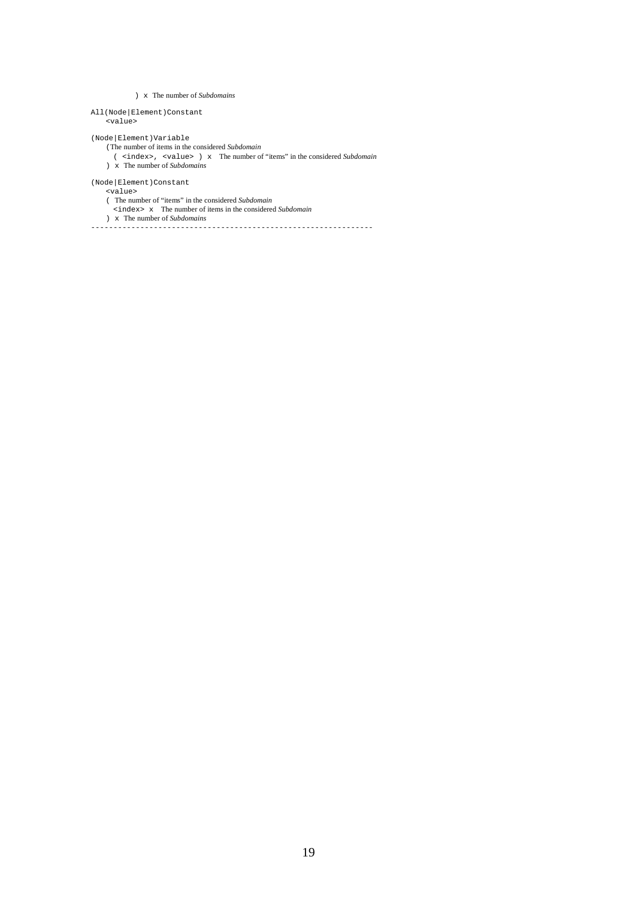```
        ) x  The number of Subdomains

All(Node|Element)Constant
    <value>

(Node|Element)Variable
    (The number of items in the considered Subdomain
      ( <index>, <value> ) x   The number of "items" in the considered Subdomain
    ) x  The number of Subdomains

(Node|Element)Constant
    <value>
    (  The number of "items" in the considered Subdomain
      <index> x   The number of items in the considered Subdomain
    ) x  The number of Subdomains
--------------------------------------------------------------
```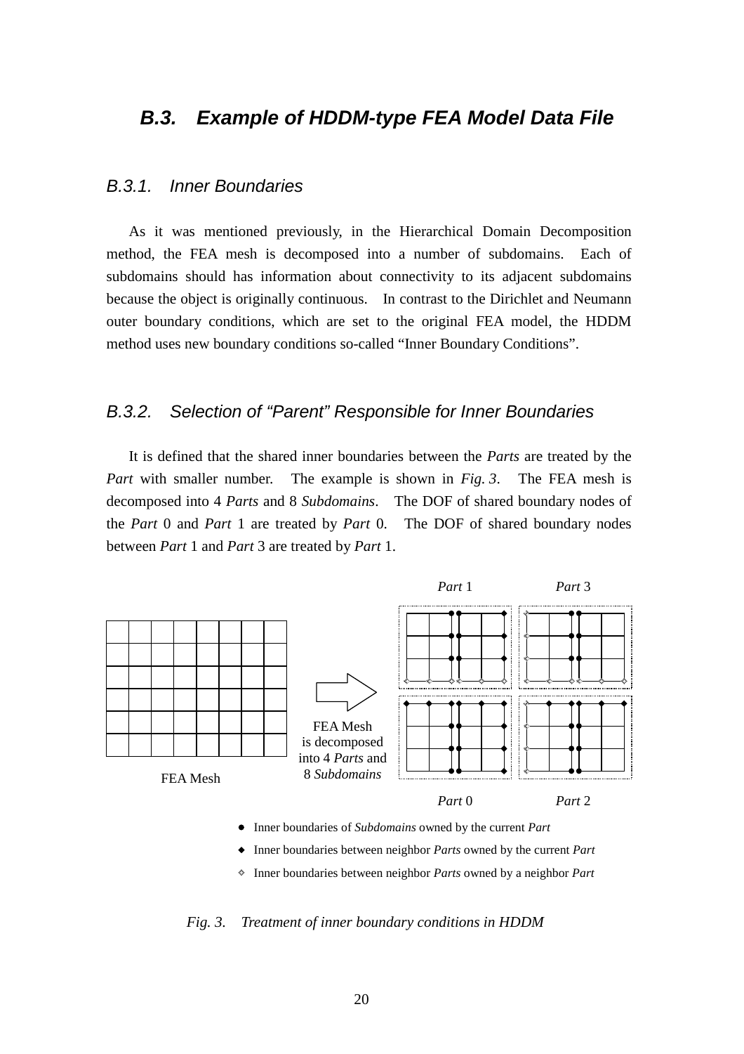## B.3. Example of HDDM-type FEA Model Data File

### B.3.1. Inner Boundaries

As it was mentioned previously, in the Hierarchical Domain Decomposition method, the FEA mesh is decomposed into a number of subdomains. Each of subdomains should has information about connectivity to its adjacent subdomains because the object is originally continuous. In contrast to the Dirichlet and Neumann outer boundary conditions, which are set to the original FEA model, the HDDM method uses new boundary conditions so-called "Inner Boundary Conditions".

### B.3.2. Selection of "Parent" Responsible for Inner Boundaries

It is defined that the shared inner boundaries between the *Parts* are treated by the *Part* with smaller number. The example is shown in *Fig. 3*. The FEA mesh is decomposed into 4 *Parts* and 8 *Subdomains*. The DOF of shared boundary nodes of the *Part* 0 and *Part* 1 are treated by *Part* 0. The DOF of shared boundary nodes between *Part* 1 and *Part* 3 are treated by *Part* 1.

*Part* 1 *Part* 3

FEA Mesh

FEA Mesh is decomposed into 4 *Parts* and 8 *Subdomains*

*Part* 0 *Part* 2

- ● Inner boundaries of *Subdomains* owned by the current *Part*
- ◆ Inner boundaries between neighbor *Parts* owned by the current *Part*
- ◇ Inner boundaries between neighbor *Parts* owned by a neighbor *Part*

*Fig. 3. Treatment of inner boundary conditions in HDDM*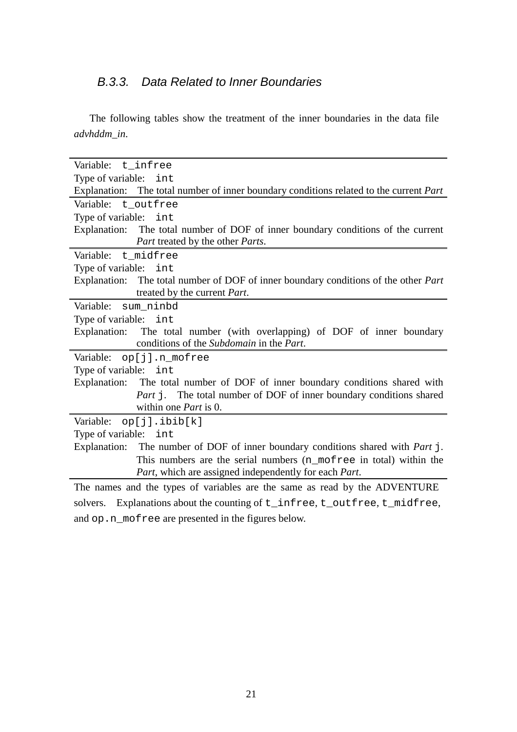### B.3.3. Data Related to Inner Boundaries

The following tables show the treatment of the inner boundaries in the data file *advhddm_in*.

| | |
|---|---|
| Variable: | `t_infree` |
| Type of variable: | `int` |
| Explanation: | The total number of inner boundary conditions related to the current *Part* |
| Variable: | `t_outfree` |
| Type of variable: | `int` |
| Explanation: | The total number of DOF of inner boundary conditions of the current *Part* treated by the other *Parts*. |
| Variable: | `t_midfree` |
| Type of variable: | `int` |
| Explanation: | The total number of DOF of inner boundary conditions of the other *Part* treated by the current *Part*. |
| Variable: | `sum_ninbd` |
| Type of variable: | `int` |
| Explanation: | The total number (with overlapping) of DOF of inner boundary conditions of the *Subdomain* in the *Part*. |
| Variable: | `op[j].n_mofree` |
| Type of variable: | `int` |
| Explanation: | The total number of DOF of inner boundary conditions shared with *Part* `j`. The total number of DOF of inner boundary conditions shared within one *Part* is 0. |
| Variable: | `op[j].ibib[k]` |
| Type of variable: | `int` |
| Explanation: | The number of DOF of inner boundary conditions shared with *Part* `j`. This numbers are the serial numbers (`n_mofree` in total) within the *Part*, which are assigned independently for each *Part*. |

The names and the types of variables are the same as read by the ADVENTURE solvers. Explanations about the counting of `t_infree`, `t_outfree`, `t_midfree`, and `op.n_mofree` are presented in the figures below.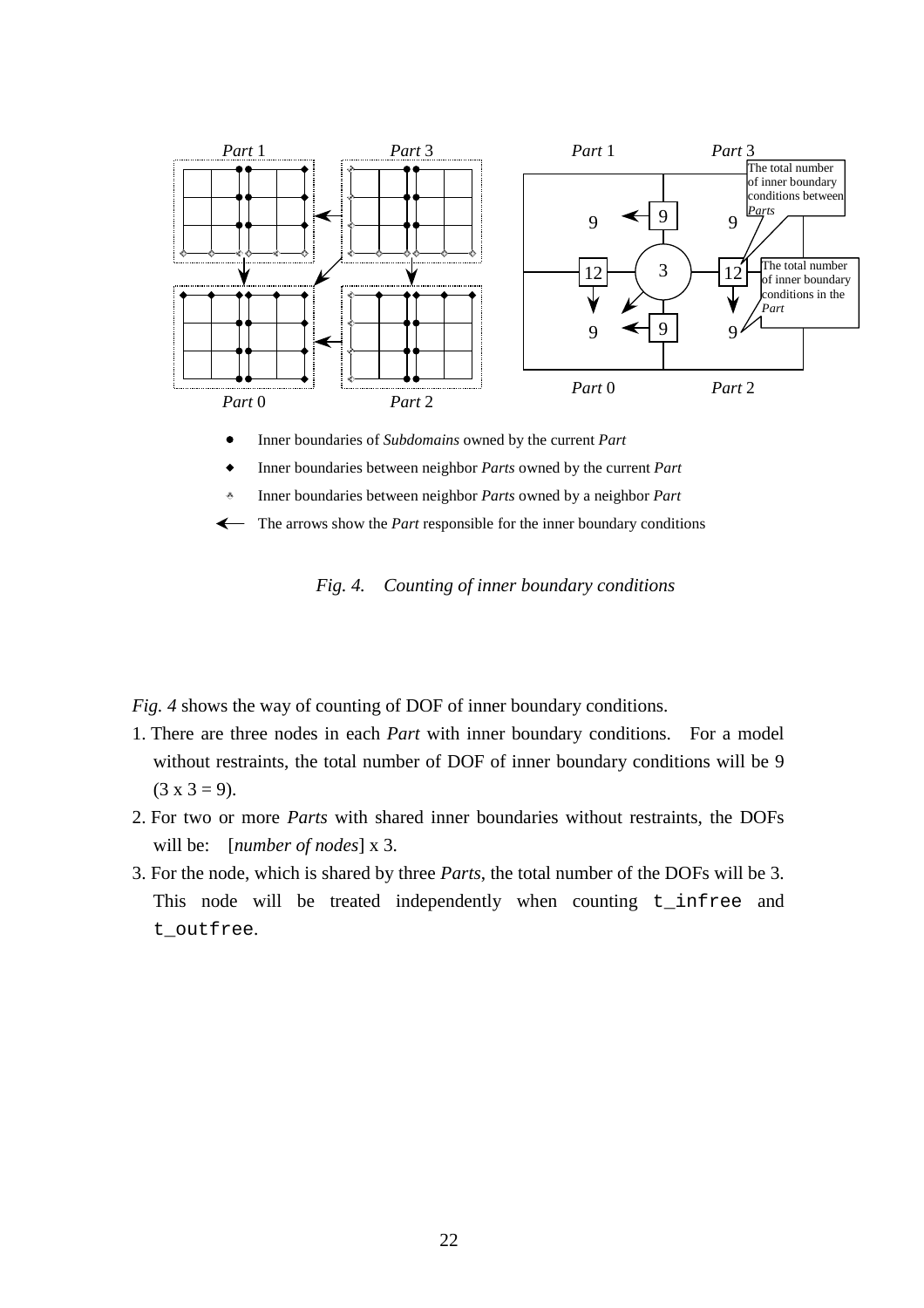*Fig. 4. Counting of inner boundary conditions*

*Fig. 4* shows the way of counting of DOF of inner boundary conditions.

1. There are three nodes in each *Part* with inner boundary conditions. For a model without restraints, the total number of DOF of inner boundary conditions will be 9 (3 x 3 = 9).
2. For two or more *Parts* with shared inner boundaries without restraints, the DOFs will be: [*number of nodes*] x 3.
3. For the node, which is shared by three *Parts*, the total number of the DOFs will be 3. This node will be treated independently when counting `t_infree` and `t_outfree`.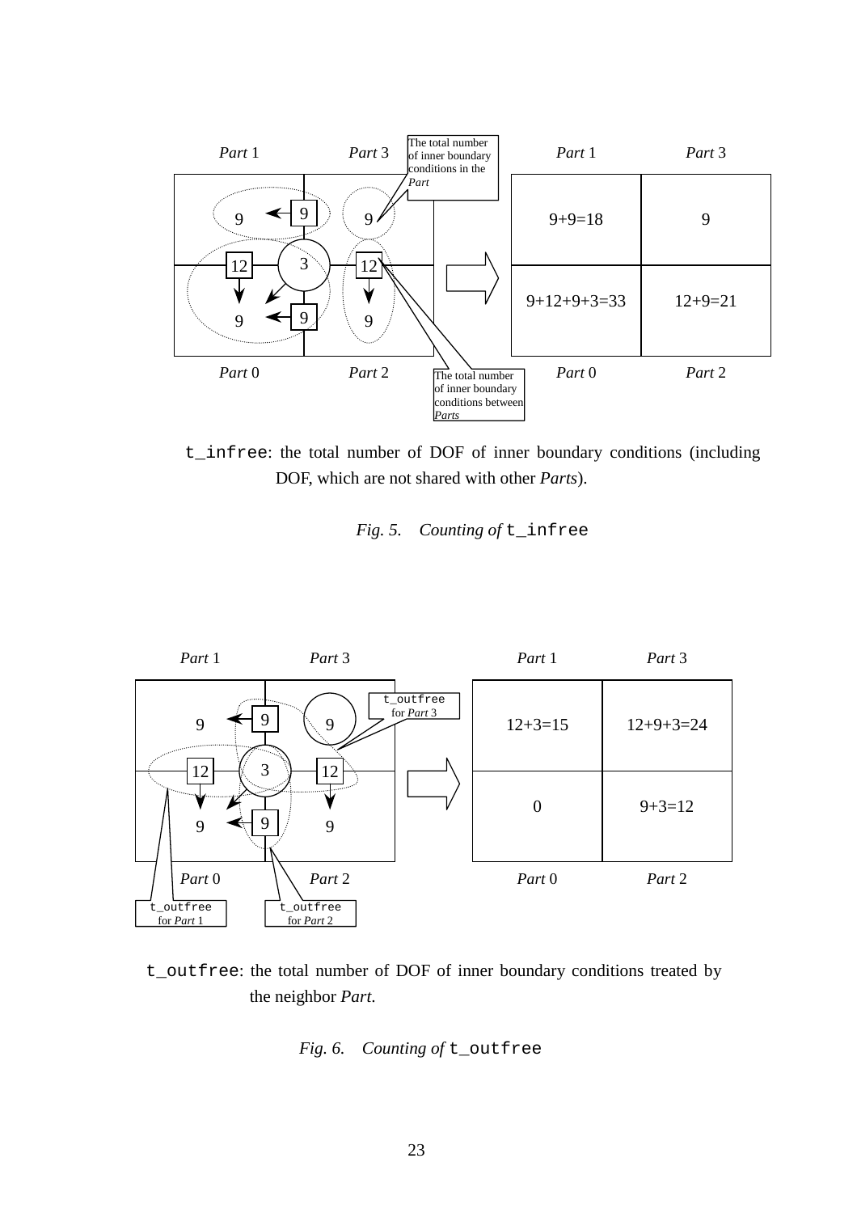`t_infree`: the total number of DOF of inner boundary conditions (including DOF, which are not shared with other *Parts*).

*Fig. 5. Counting of* `t_infree`

`t_outfree`: the total number of DOF of inner boundary conditions treated by the neighbor *Part*.

*Fig. 6. Counting of* `t_outfree`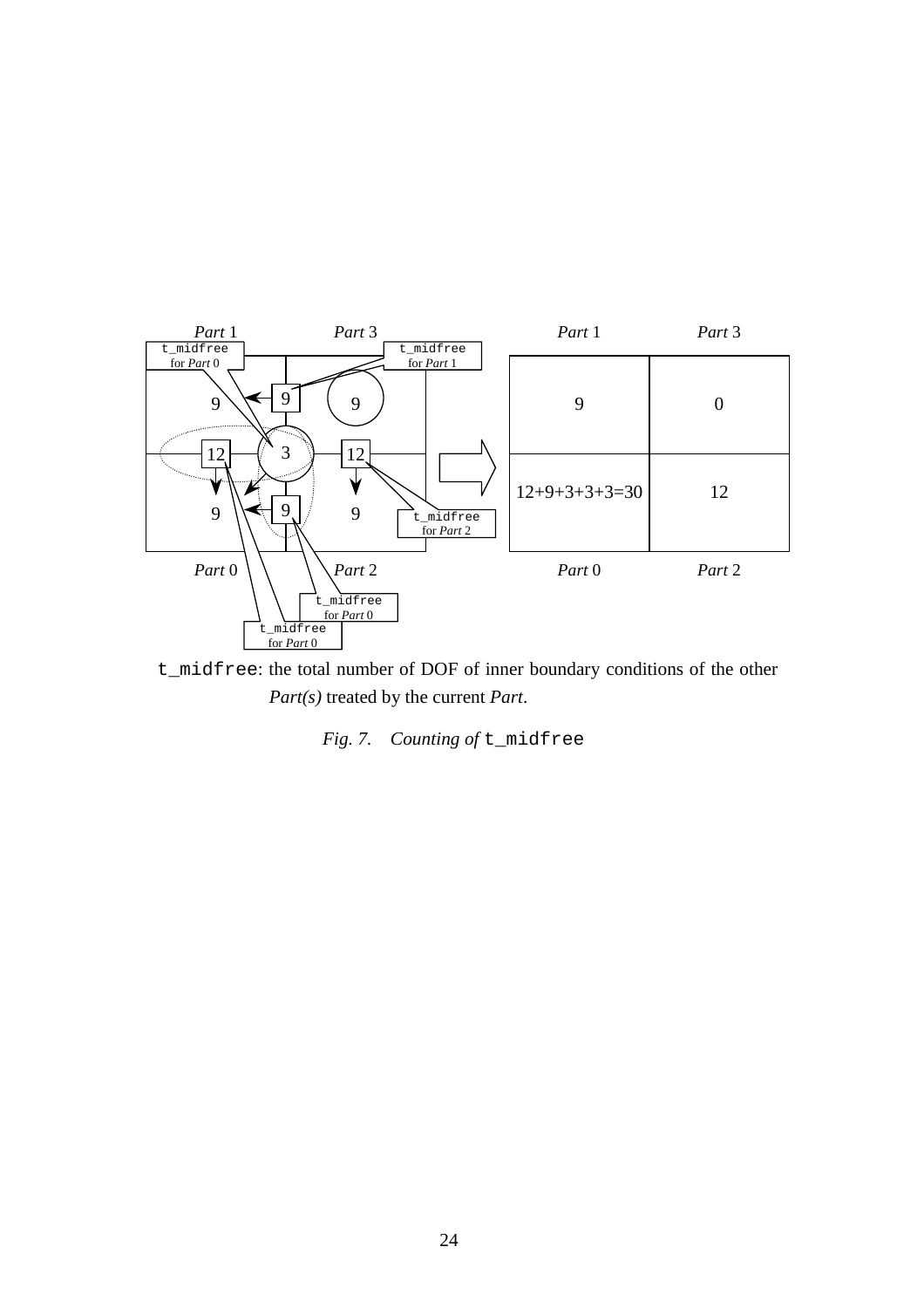`t_midfree`: the total number of DOF of inner boundary conditions of the other *Part(s)* treated by the current *Part*.

*Fig. 7. Counting of* `t_midfree`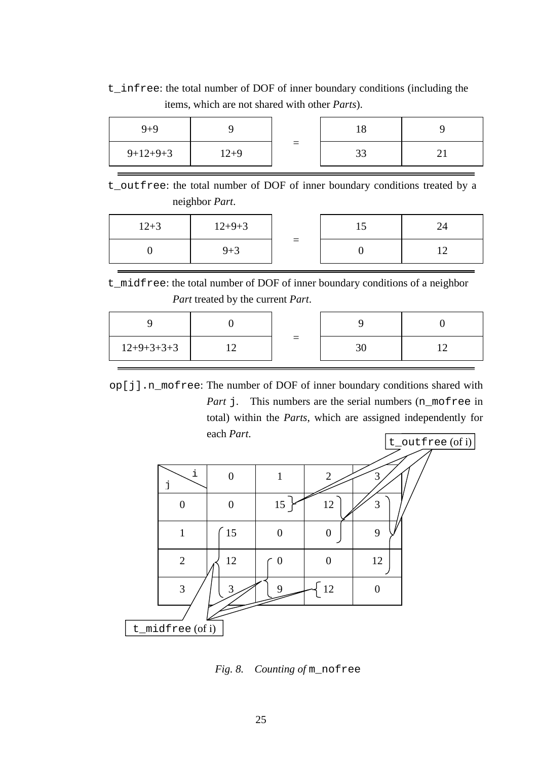`t_infree`: the total number of DOF of inner boundary conditions (including the items, which are not shared with other *Parts*).

| | | | | |
|---|---|---|---|---|
| 9+9 | 9 | = | 18 | 9 |
| 9+12+9+3 | 12+9 | | 33 | 21 |

`t_outfree`: the total number of DOF of inner boundary conditions treated by a neighbor *Part*.

| | | | | |
|---|---|---|---|---|
| 12+3 | 12+9+3 | = | 15 | 24 |
| 0 | 9+3 | | 0 | 12 |

`t_midfree`: the total number of DOF of inner boundary conditions of a neighbor *Part* treated by the current *Part*.

| | | | | |
|---|---|---|---|---|
| 9 | 0 | = | 9 | 0 |
| 12+9+3+3+3 | 12 | | 30 | 12 |

`op[j].n_mofree`: The number of DOF of inner boundary conditions shared with *Part* `j`. This numbers are the serial numbers (`n_mofree` in total) within the *Parts*, which are assigned independently for each *Part*.

| j \ i | 0 | 1 | 2 | 3 |
|---|---|---|---|---|
| 0 | 0 | 15 | 12 | 3 |
| 1 | 15 | 0 | 0 | 9 |
| 2 | 12 | 0 | 0 | 12 |
| 3 | 3 | 9 | 12 | 0 |

`t_outfree` (of i)

`t_midfree` (of i)

*Fig. 8. Counting of* `m_nofree`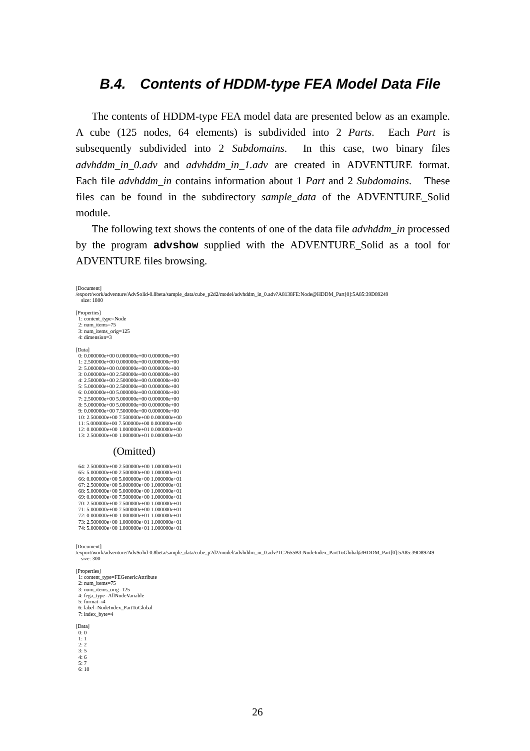## B.4. Contents of HDDM-type FEA Model Data File

The contents of HDDM-type FEA model data are presented below as an example. A cube (125 nodes, 64 elements) is subdivided into 2 *Parts*. Each *Part* is subsequently subdivided into 2 *Subdomains*. In this case, two binary files *advhddm_in_0.adv* and *advhddm_in_1.adv* are created in ADVENTURE format. Each file *advhddm_in* contains information about 1 *Part* and 2 *Subdomains*. These files can be found in the subdirectory *sample_data* of the ADVENTURE_Solid module.

The following text shows the contents of one of the data file *advhddm_in* processed by the program **advshow** supplied with the ADVENTURE_Solid as a tool for ADVENTURE files browsing.

```
[Document]
/export/work/adventure/AdvSolid-0.8beta/sample_data/cube_p2d2/model/advhddm_in_0.adv?A8138FE:Node@HDDM_Part[0]:5A85:39D89249
   size: 1800

[Properties]
  1: content_type=Node
  2: num_items=75
  3: num_items_orig=125
  4: dimension=3

[Data]
  0: 0.000000e+00 0.000000e+00 0.000000e+00
  1: 2.500000e+00 0.000000e+00 0.000000e+00
  2: 5.000000e+00 0.000000e+00 0.000000e+00
  3: 0.000000e+00 2.500000e+00 0.000000e+00
  4: 2.500000e+00 2.500000e+00 0.000000e+00
  5: 5.000000e+00 2.500000e+00 0.000000e+00
  6: 0.000000e+00 5.000000e+00 0.000000e+00
  7: 2.500000e+00 5.000000e+00 0.000000e+00
  8: 5.000000e+00 5.000000e+00 0.000000e+00
  9: 0.000000e+00 7.500000e+00 0.000000e+00
  10: 2.500000e+00 7.500000e+00 0.000000e+00
  11: 5.000000e+00 7.500000e+00 0.000000e+00
  12: 0.000000e+00 1.000000e+01 0.000000e+00
  13: 2.500000e+00 1.000000e+01 0.000000e+00

            (Omitted)

  64: 2.500000e+00 2.500000e+00 1.000000e+01
  65: 5.000000e+00 2.500000e+00 1.000000e+01
  66: 0.000000e+00 5.000000e+00 1.000000e+01
  67: 2.500000e+00 5.000000e+00 1.000000e+01
  68: 5.000000e+00 5.000000e+00 1.000000e+01
  69: 0.000000e+00 7.500000e+00 1.000000e+01
  70: 2.500000e+00 7.500000e+00 1.000000e+01
  71: 5.000000e+00 7.500000e+00 1.000000e+01
  72: 0.000000e+00 1.000000e+01 1.000000e+01
  73: 2.500000e+00 1.000000e+01 1.000000e+01
  74: 5.000000e+00 1.000000e+01 1.000000e+01

[Document]
/export/work/adventure/AdvSolid-0.8beta/sample_data/cube_p2d2/model/advhddm_in_0.adv?1C2655B3:NodeIndex_PartToGlobal@HDDM_Part[0]:5A85:39D89249
   size: 300

[Properties]
  1: content_type=FEGenericAttribute
  2: num_items=75
  3: num_items_orig=125
  4: fega_type=AllNodeVariable
  5: format=i4
  6: label=NodeIndex_PartToGlobal
  7: index_byte=4

[Data]
  0: 0
  1: 1
  2: 2
  3: 5
  4: 6
  5: 7
  6: 10
```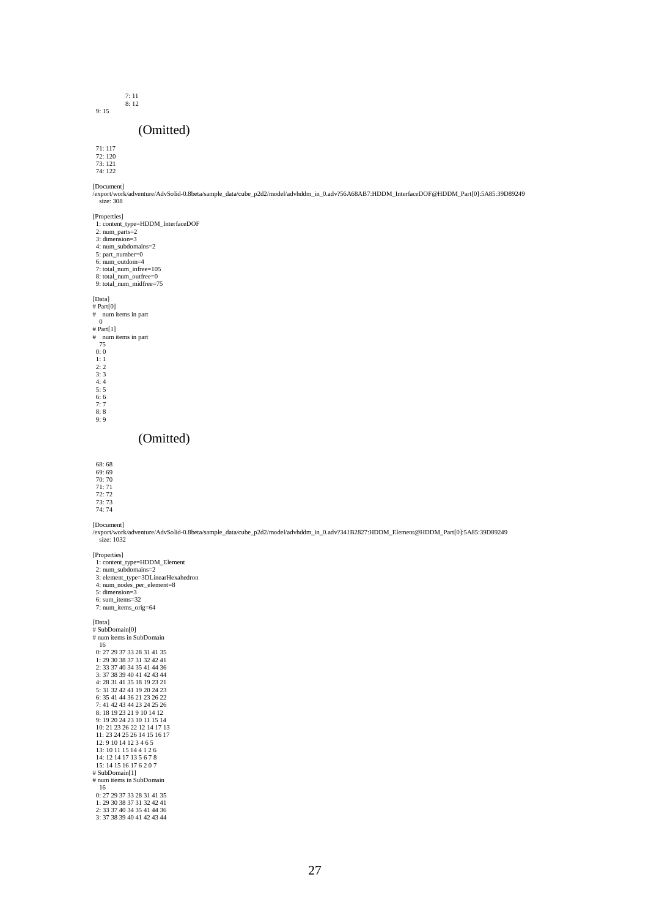```
            7: 11
            8: 12
  9: 15
```

(Omitted)

```
  71: 117
  72: 120
  73: 121
  74: 122

[Document]
/export/work/adventure/AdvSolid-0.8beta/sample_data/cube_p2d2/model/advhddm_in_0.adv?56A68AB7:HDDM_InterfaceDOF@HDDM_Part[0]:5A85:39D89249
    size: 308

[Properties]
  1: content_type=HDDM_InterfaceDOF
  2: num_parts=2
  3: dimension=3
  4: num_subdomains=2
  5: part_number=0
  6: num_outdom=4
  7: total_num_infree=105
  8: total_num_outfree=0
  9: total_num_midfree=75

[Data]
# Part[0]
#    num items in part
    0
# Part[1]
#    num items in part
    75
  0: 0
  1: 1
  2: 2
  3: 3
  4: 4
  5: 5
  6: 6
  7: 7
  8: 8
  9: 9
```

(Omitted)

```
  68: 68
  69: 69
  70: 70
  71: 71
  72: 72
  73: 73
  74: 74

[Document]
/export/work/adventure/AdvSolid-0.8beta/sample_data/cube_p2d2/model/advhddm_in_0.adv?341B2827:HDDM_Element@HDDM_Part[0]:5A85:39D89249
    size: 1032

[Properties]
  1: content_type=HDDM_Element
  2: num_subdomains=2
  3: element_type=3DLinearHexahedron
  4: num_nodes_per_element=8
  5: dimension=3
  6: sum_items=32
  7: num_items_orig=64

[Data]
# SubDomain[0]
# num items in SubDomain
    16
  0: 27 29 37 33 28 31 41 35
  1: 29 30 38 37 31 32 42 41
  2: 33 37 40 34 35 41 44 36
  3: 37 38 39 40 41 42 43 44
  4: 28 31 41 35 18 19 23 21
  5: 31 32 42 41 19 20 24 23
  6: 35 41 44 36 21 23 26 22
  7: 41 42 43 44 23 24 25 26
  8: 18 19 23 21 9 10 14 12
  9: 19 20 24 23 10 11 15 14
  10: 21 23 26 22 12 14 17 13
  11: 23 24 25 26 14 15 16 17
  12: 9 10 14 12 3 4 6 5
  13: 10 11 15 14 4 1 2 6
  14: 12 14 17 13 5 6 7 8
  15: 14 15 16 17 6 2 0 7
# SubDomain[1]
# num items in SubDomain
    16
  0: 27 29 37 33 28 31 41 35
  1: 29 30 38 37 31 32 42 41
  2: 33 37 40 34 35 41 44 36
  3: 37 38 39 40 41 42 43 44
```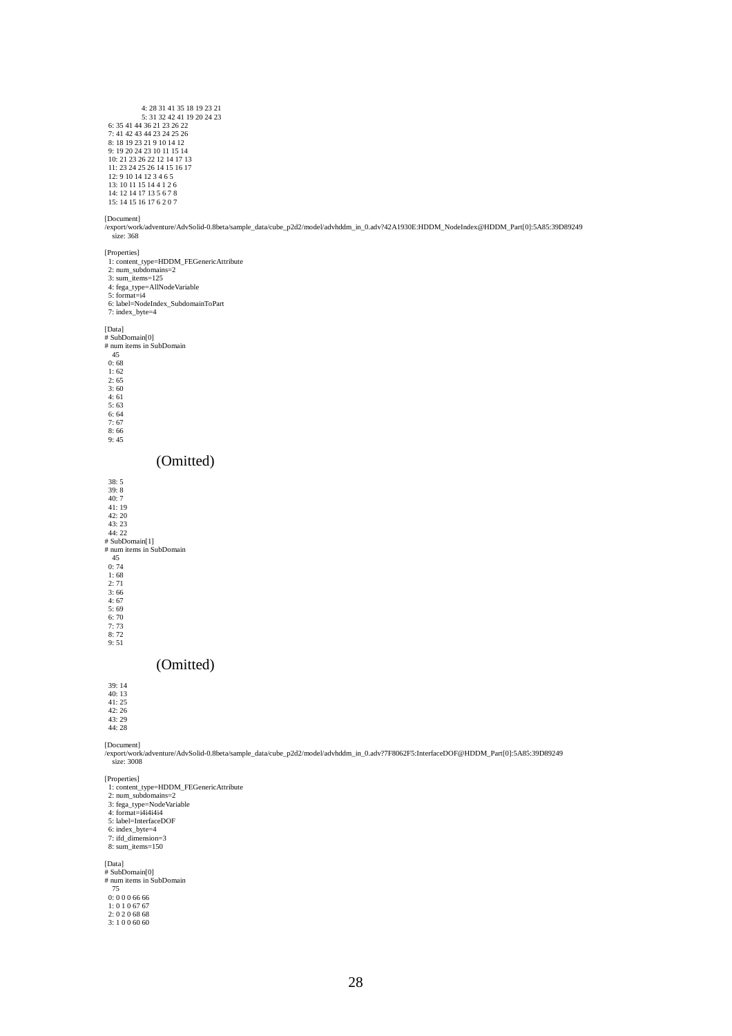```
      4: 28 31 41 35 18 19 23 21
      5: 31 32 42 41 19 20 24 23
  6: 35 41 44 36 21 23 26 22
  7: 41 42 43 44 23 24 25 26
  8: 18 19 23 21 9 10 14 12
  9: 19 20 24 23 10 11 15 14
  10: 21 23 26 22 12 14 17 13
  11: 23 24 25 26 14 15 16 17
  12: 9 10 14 12 3 4 6 5
  13: 10 11 15 14 4 1 2 6
  14: 12 14 17 13 5 6 7 8
  15: 14 15 16 17 6 2 0 7

[Document]
/export/work/adventure/AdvSolid-0.8beta/sample_data/cube_p2d2/model/advhddm_in_0.adv?42A1930E:HDDM_NodeIndex@HDDM_Part[0]:5A85:39D89249
   size: 368

[Properties]
  1: content_type=HDDM_FEGenericAttribute
  2: num_subdomains=2
  3: sum_items=125
  4: fega_type=AllNodeVariable
  5: format=i4
  6: label=NodeIndex_SubdomainToPart
  7: index_byte=4

[Data]
# SubDomain[0]
# num items in SubDomain
   45
  0: 68
  1: 62
  2: 65
  3: 60
  4: 61
  5: 63
  6: 64
  7: 67
  8: 66
  9: 45

        (Omitted)

  38: 5
  39: 8
  40: 7
  41: 19
  42: 20
  43: 23
  44: 22
# SubDomain[1]
# num items in SubDomain
   45
  0: 74
  1: 68
  2: 71
  3: 66
  4: 67
  5: 69
  6: 70
  7: 73
  8: 72
  9: 51

        (Omitted)

  39: 14
  40: 13
  41: 25
  42: 26
  43: 29
  44: 28

[Document]
/export/work/adventure/AdvSolid-0.8beta/sample_data/cube_p2d2/model/advhddm_in_0.adv?7F8062F5:InterfaceDOF@HDDM_Part[0]:5A85:39D89249
   size: 3008

[Properties]
  1: content_type=HDDM_FEGenericAttribute
  2: num_subdomains=2
  3: fega_type=NodeVariable
  4: format=i4i4i4i4
  5: label=InterfaceDOF
  6: index_byte=4
  7: ifd_dimension=3
  8: sum_items=150

[Data]
# SubDomain[0]
# num items in SubDomain
   75
  0: 0 0 0 66 66
  1: 0 1 0 67 67
  2: 0 2 0 68 68
  3: 1 0 0 60 60
```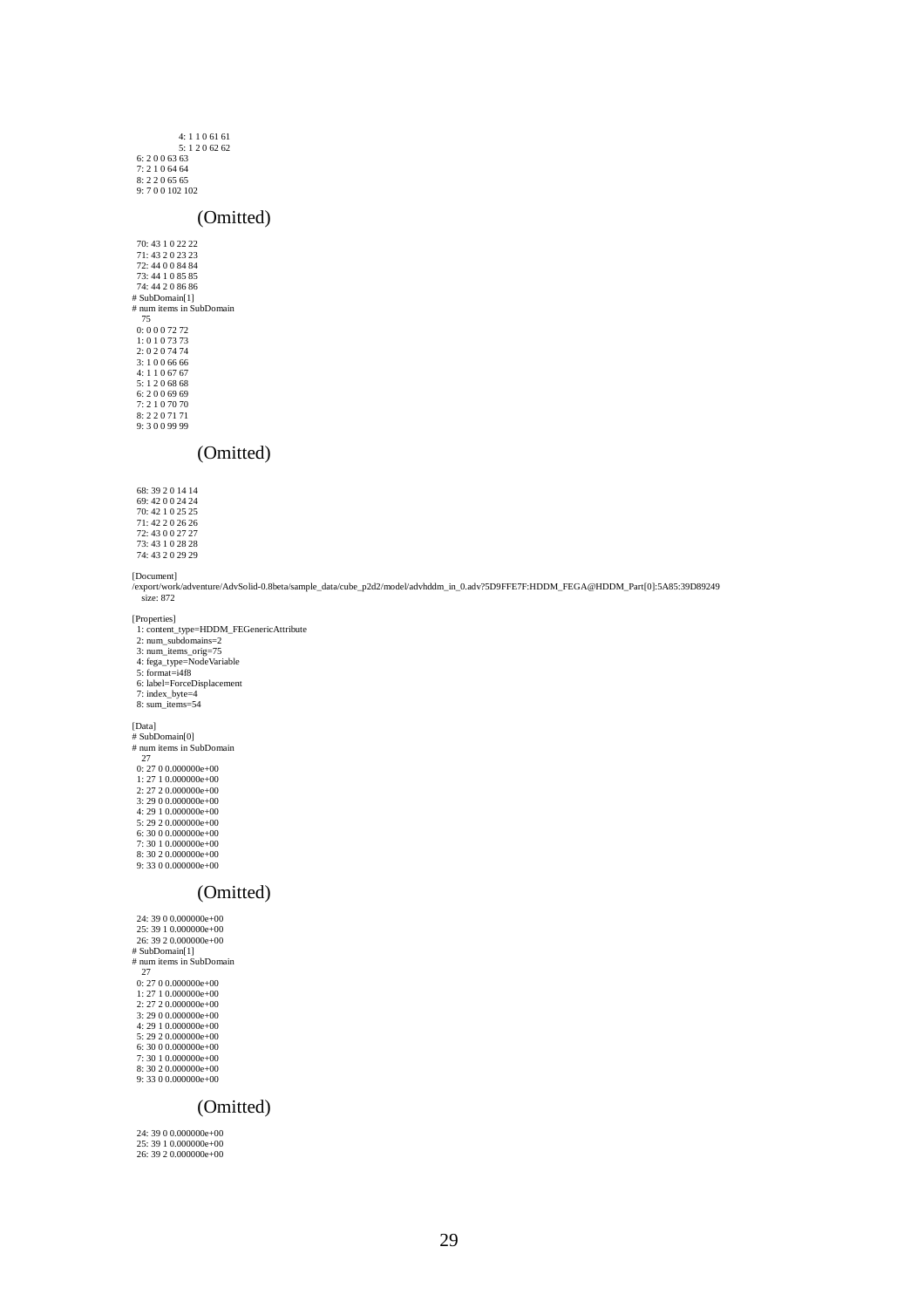```
 4: 1 1 0 61 61
 5: 1 2 0 62 62
 6: 2 0 0 63 63
 7: 2 1 0 64 64
 8: 2 2 0 65 65
 9: 7 0 0 102 102
```

(Omitted)

```
 70: 43 1 0 22 22
 71: 43 2 0 23 23
 72: 44 0 0 84 84
 73: 44 1 0 85 85
 74: 44 2 0 86 86
# SubDomain[1]
# num items in SubDomain
   75
 0: 0 0 0 72 72
 1: 0 1 0 73 73
 2: 0 2 0 74 74
 3: 1 0 0 66 66
 4: 1 1 0 67 67
 5: 1 2 0 68 68
 6: 2 0 0 69 69
 7: 2 1 0 70 70
 8: 2 2 0 71 71
 9: 3 0 0 99 99
```

(Omitted)

```
 68: 39 2 0 14 14
 69: 42 0 0 24 24
 70: 42 1 0 25 25
 71: 42 2 0 26 26
 72: 43 0 0 27 27
 73: 43 1 0 28 28
 74: 43 2 0 29 29

[Document]
/export/work/adventure/AdvSolid-0.8beta/sample_data/cube_p2d2/model/advhddm_in_0.adv?5D9FFE7F:HDDM_FEGA@HDDM_Part[0]:5A85:39D89249
   size: 872

[Properties]
 1: content_type=HDDM_FEGenericAttribute
 2: num_subdomains=2
 3: num_items_orig=75
 4: fega_type=NodeVariable
 5: format=i4f8
 6: label=ForceDisplacement
 7: index_byte=4
 8: sum_items=54

[Data]
# SubDomain[0]
# num items in SubDomain
   27
 0: 27 0 0.000000e+00
 1: 27 1 0.000000e+00
 2: 27 2 0.000000e+00
 3: 29 0 0.000000e+00
 4: 29 1 0.000000e+00
 5: 29 2 0.000000e+00
 6: 30 0 0.000000e+00
 7: 30 1 0.000000e+00
 8: 30 2 0.000000e+00
 9: 33 0 0.000000e+00
```

(Omitted)

```
 24: 39 0 0.000000e+00
 25: 39 1 0.000000e+00
 26: 39 2 0.000000e+00
# SubDomain[1]
# num items in SubDomain
   27
 0: 27 0 0.000000e+00
 1: 27 1 0.000000e+00
 2: 27 2 0.000000e+00
 3: 29 0 0.000000e+00
 4: 29 1 0.000000e+00
 5: 29 2 0.000000e+00
 6: 30 0 0.000000e+00
 7: 30 1 0.000000e+00
 8: 30 2 0.000000e+00
 9: 33 0 0.000000e+00
```

(Omitted)

```
 24: 39 0 0.000000e+00
 25: 39 1 0.000000e+00
 26: 39 2 0.000000e+00
```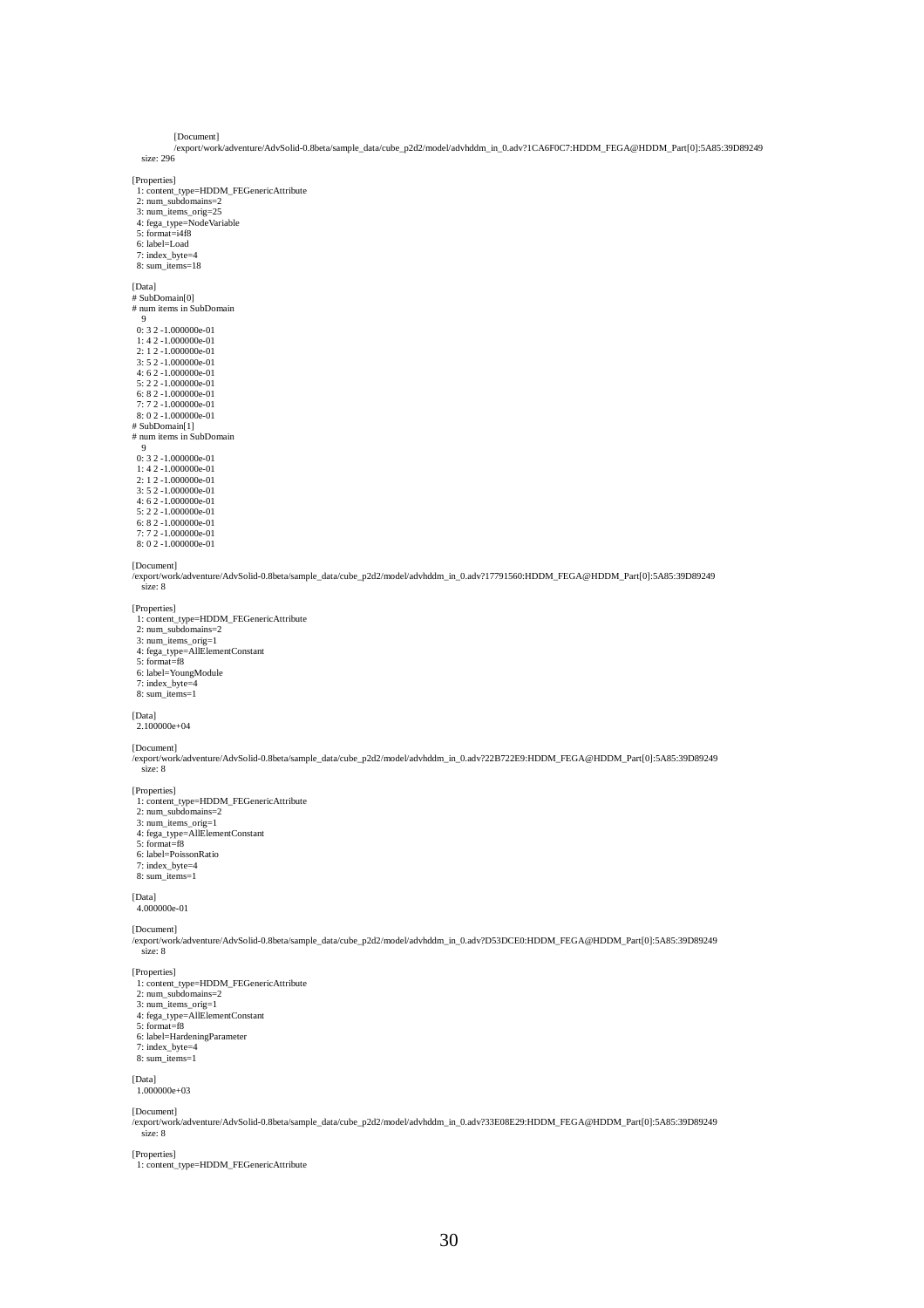```
[Document]
/export/work/adventure/AdvSolid-0.8beta/sample_data/cube_p2d2/model/advhddm_in_0.adv?1CA6F0C7:HDDM_FEGA@HDDM_Part[0]:5A85:39D89249
  size: 296

[Properties]
  1: content_type=HDDM_FEGenericAttribute
  2: num_subdomains=2
  3: num_items_orig=25
  4: fega_type=NodeVariable
  5: format=i4f8
  6: label=Load
  7: index_byte=4
  8: sum_items=18

[Data]
# SubDomain[0]
# num items in SubDomain
   9
  0: 3 2 -1.000000e-01
  1: 4 2 -1.000000e-01
  2: 1 2 -1.000000e-01
  3: 5 2 -1.000000e-01
  4: 6 2 -1.000000e-01
  5: 2 2 -1.000000e-01
  6: 8 2 -1.000000e-01
  7: 7 2 -1.000000e-01
  8: 0 2 -1.000000e-01
# SubDomain[1]
# num items in SubDomain
   9
  0: 3 2 -1.000000e-01
  1: 4 2 -1.000000e-01
  2: 1 2 -1.000000e-01
  3: 5 2 -1.000000e-01
  4: 6 2 -1.000000e-01
  5: 2 2 -1.000000e-01
  6: 8 2 -1.000000e-01
  7: 7 2 -1.000000e-01
  8: 0 2 -1.000000e-01

[Document]
/export/work/adventure/AdvSolid-0.8beta/sample_data/cube_p2d2/model/advhddm_in_0.adv?17791560:HDDM_FEGA@HDDM_Part[0]:5A85:39D89249
  size: 8

[Properties]
  1: content_type=HDDM_FEGenericAttribute
  2: num_subdomains=2
  3: num_items_orig=1
  4: fega_type=AllElementConstant
  5: format=f8
  6: label=YoungModule
  7: index_byte=4
  8: sum_items=1

[Data]
  2.100000e+04

[Document]
/export/work/adventure/AdvSolid-0.8beta/sample_data/cube_p2d2/model/advhddm_in_0.adv?22B722E9:HDDM_FEGA@HDDM_Part[0]:5A85:39D89249
  size: 8

[Properties]
  1: content_type=HDDM_FEGenericAttribute
  2: num_subdomains=2
  3: num_items_orig=1
  4: fega_type=AllElementConstant
  5: format=f8
  6: label=PoissonRatio
  7: index_byte=4
  8: sum_items=1

[Data]
  4.000000e-01

[Document]
/export/work/adventure/AdvSolid-0.8beta/sample_data/cube_p2d2/model/advhddm_in_0.adv?D53DCE0:HDDM_FEGA@HDDM_Part[0]:5A85:39D89249
  size: 8

[Properties]
  1: content_type=HDDM_FEGenericAttribute
  2: num_subdomains=2
  3: num_items_orig=1
  4: fega_type=AllElementConstant
  5: format=f8
  6: label=HardeningParameter
  7: index_byte=4
  8: sum_items=1

[Data]
  1.000000e+03

[Document]
/export/work/adventure/AdvSolid-0.8beta/sample_data/cube_p2d2/model/advhddm_in_0.adv?33E08E29:HDDM_FEGA@HDDM_Part[0]:5A85:39D89249
  size: 8

[Properties]
  1: content_type=HDDM_FEGenericAttribute
```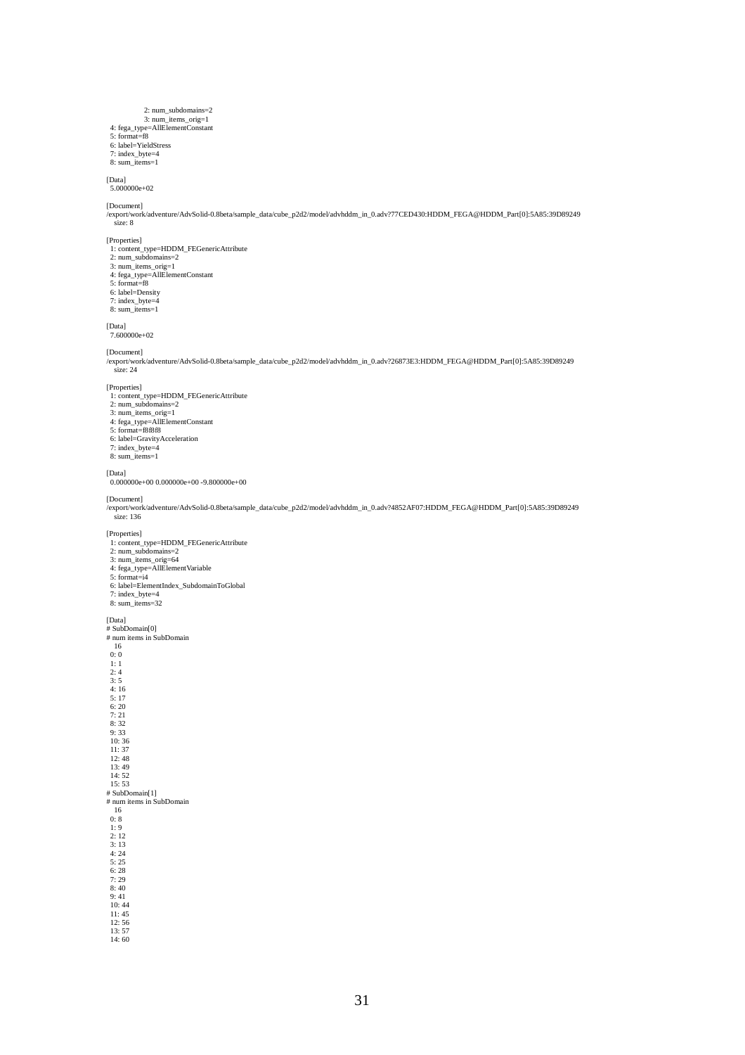```
  2: num_subdomains=2
  3: num_items_orig=1
  4: fega_type=AllElementConstant
  5: format=f8
  6: label=YieldStress
  7: index_byte=4
  8: sum_items=1

[Data]
  5.000000e+02

[Document]
/export/work/adventure/AdvSolid-0.8beta/sample_data/cube_p2d2/model/advhddm_in_0.adv?77CED430:HDDM_FEGA@HDDM_Part[0]:5A85:39D89249
    size: 8

[Properties]
  1: content_type=HDDM_FEGenericAttribute
  2: num_subdomains=2
  3: num_items_orig=1
  4: fega_type=AllElementConstant
  5: format=f8
  6: label=Density
  7: index_byte=4
  8: sum_items=1

[Data]
  7.600000e+02

[Document]
/export/work/adventure/AdvSolid-0.8beta/sample_data/cube_p2d2/model/advhddm_in_0.adv?26873E3:HDDM_FEGA@HDDM_Part[0]:5A85:39D89249
    size: 24

[Properties]
  1: content_type=HDDM_FEGenericAttribute
  2: num_subdomains=2
  3: num_items_orig=1
  4: fega_type=AllElementConstant
  5: format=f8f8f8
  6: label=GravityAcceleration
  7: index_byte=4
  8: sum_items=1

[Data]
  0.000000e+00 0.000000e+00 -9.800000e+00

[Document]
/export/work/adventure/AdvSolid-0.8beta/sample_data/cube_p2d2/model/advhddm_in_0.adv?4852AF07:HDDM_FEGA@HDDM_Part[0]:5A85:39D89249
    size: 136

[Properties]
  1: content_type=HDDM_FEGenericAttribute
  2: num_subdomains=2
  3: num_items_orig=64
  4: fega_type=AllElementVariable
  5: format=i4
  6: label=ElementIndex_SubdomainToGlobal
  7: index_byte=4
  8: sum_items=32

[Data]
# SubDomain[0]
# num items in SubDomain
    16
  0: 0
  1: 1
  2: 4
  3: 5
  4: 16
  5: 17
  6: 20
  7: 21
  8: 32
  9: 33
  10: 36
  11: 37
  12: 48
  13: 49
  14: 52
  15: 53
# SubDomain[1]
# num items in SubDomain
    16
  0: 8
  1: 9
  2: 12
  3: 13
  4: 24
  5: 25
  6: 28
  7: 29
  8: 40
  9: 41
  10: 44
  11: 45
  12: 56
  13: 57
  14: 60
```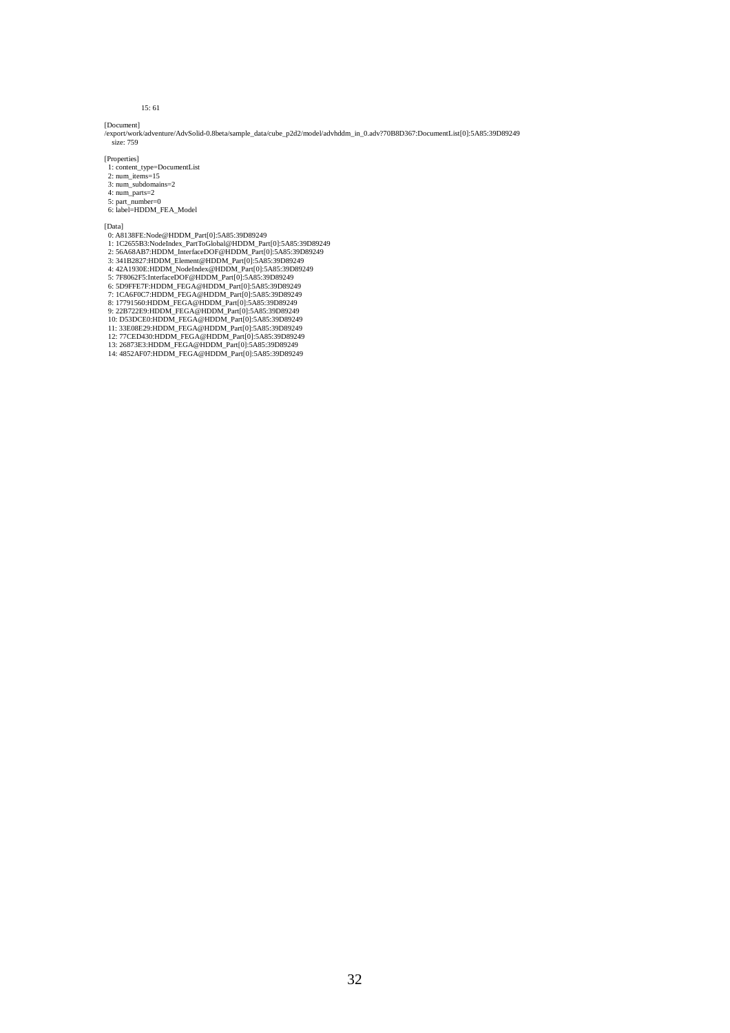15: 61

[Document]
/export/work/adventure/AdvSolid-0.8beta/sample_data/cube_p2d2/model/advhddm_in_0.adv?70B8D367:DocumentList[0]:5A85:39D89249
size: 759

[Properties]
1: content_type=DocumentList
2: num_items=15
3: num_subdomains=2
4: num_parts=2
5: part_number=0
6: label=HDDM_FEA_Model

[Data]
0: A8138FE:Node@HDDM_Part[0]:5A85:39D89249
1: 1C2655B3:NodeIndex_PartToGlobal@HDDM_Part[0]:5A85:39D89249
2: 56A68AB7:HDDM_InterfaceDOF@HDDM_Part[0]:5A85:39D89249
3: 341B2827:HDDM_Element@HDDM_Part[0]:5A85:39D89249
4: 42A1930E:HDDM_NodeIndex@HDDM_Part[0]:5A85:39D89249
5: 7F8062F5:InterfaceDOF@HDDM_Part[0]:5A85:39D89249
6: 5D9FFE7F:HDDM_FEGA@HDDM_Part[0]:5A85:39D89249
7: 1CA6F0C7:HDDM_FEGA@HDDM_Part[0]:5A85:39D89249
8: 17791560:HDDM_FEGA@HDDM_Part[0]:5A85:39D89249
9: 22B722E9:HDDM_FEGA@HDDM_Part[0]:5A85:39D89249
10: D53DCE0:HDDM_FEGA@HDDM_Part[0]:5A85:39D89249
11: 33E08E29:HDDM_FEGA@HDDM_Part[0]:5A85:39D89249
12: 77CED430:HDDM_FEGA@HDDM_Part[0]:5A85:39D89249
13: 26873E3:HDDM_FEGA@HDDM_Part[0]:5A85:39D89249
14: 4852AF07:HDDM_FEGA@HDDM_Part[0]:5A85:39D89249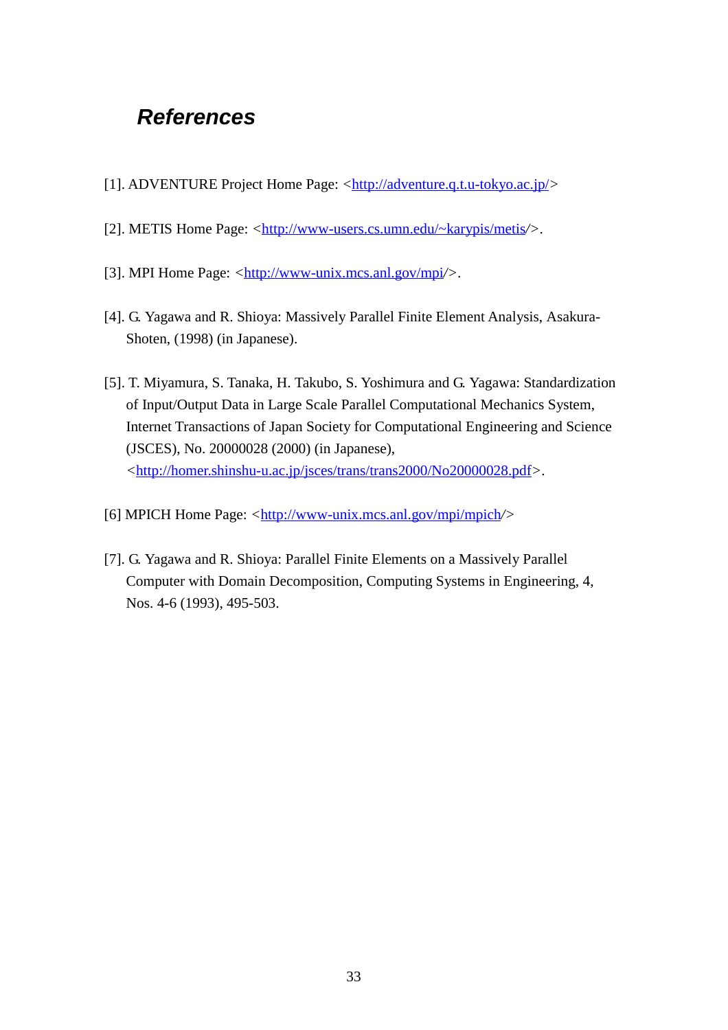## *References*

[1]. ADVENTURE Project Home Page: <http://adventure.q.t.u-tokyo.ac.jp/>

[2]. METIS Home Page: <http://www-users.cs.umn.edu/~karypis/metis/>.

[3]. MPI Home Page: <http://www-unix.mcs.anl.gov/mpi/>.

[4]. G. Yagawa and R. Shioya: Massively Parallel Finite Element Analysis, Asakura-Shoten, (1998) (in Japanese).

[5]. T. Miyamura, S. Tanaka, H. Takubo, S. Yoshimura and G. Yagawa: Standardization of Input/Output Data in Large Scale Parallel Computational Mechanics System, Internet Transactions of Japan Society for Computational Engineering and Science (JSCES), No. 20000028 (2000) (in Japanese), <http://homer.shinshu-u.ac.jp/jsces/trans/trans2000/No20000028.pdf>.

[6] MPICH Home Page: <http://www-unix.mcs.anl.gov/mpi/mpich/>

[7]. G. Yagawa and R. Shioya: Parallel Finite Elements on a Massively Parallel Computer with Domain Decomposition, Computing Systems in Engineering, 4, Nos. 4-6 (1993), 495-503.